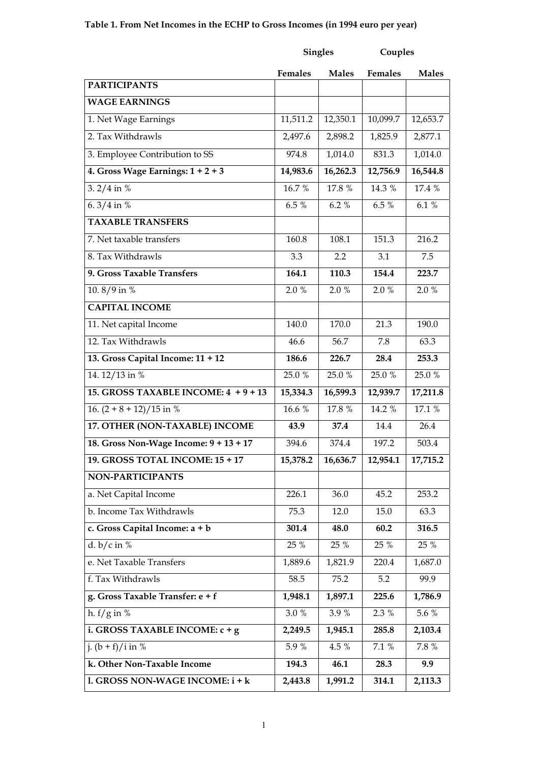**Table 1. From Net Incomes in the ECHP to Gross Incomes (in 1994 euro per year)**

| | Singles | | Couples | |
|---|---|---|---|---|
| | Females | Males | Females | Males |
| **PARTICIPANTS** | | | | |
| **WAGE EARNINGS** | | | | |
| 1. Net Wage Earnings | 11,511.2 | 12,350.1 | 10,099.7 | 12,653.7 |
| 2. Tax Withdrawls | 2,497.6 | 2,898.2 | 1,825.9 | 2,877.1 |
| 3. Employee Contribution to SS | 974.8 | 1,014.0 | 831.3 | 1,014.0 |
| **4. Gross Wage Earnings: 1 + 2 + 3** | **14,983.6** | **16,262.3** | **12,756.9** | **16,544.8** |
| 3. 2/4 in % | 16.7 % | 17.8 % | 14.3 % | 17.4 % |
| 6. 3/4 in % | 6.5 % | 6.2 % | 6.5 % | 6.1 % |
| **TAXABLE TRANSFERS** | | | | |
| 7. Net taxable transfers | 160.8 | 108.1 | 151.3 | 216.2 |
| 8. Tax Withdrawls | 3.3 | 2.2 | 3.1 | 7.5 |
| **9. Gross Taxable Transfers** | **164.1** | **110.3** | **154.4** | **223.7** |
| 10. 8/9 in % | 2.0 % | 2.0 % | 2.0 % | 2.0 % |
| **CAPITAL INCOME** | | | | |
| 11. Net capital Income | 140.0 | 170.0 | 21.3 | 190.0 |
| 12. Tax Withdrawls | 46.6 | 56.7 | 7.8 | 63.3 |
| **13. Gross Capital Income: 11 + 12** | **186.6** | **226.7** | **28.4** | **253.3** |
| 14. 12/13 in % | 25.0 % | 25.0 % | 25.0 % | 25.0 % |
| **15. GROSS TAXABLE INCOME: 4 + 9 + 13** | **15,334.3** | **16,599.3** | **12,939.7** | **17,211.8** |
| 16. (2 + 8 + 12)/15 in % | 16.6 % | 17.8 % | 14.2 % | 17.1 % |
| **17. OTHER (NON-TAXABLE) INCOME** | **43.9** | **37.4** | 14.4 | 26.4 |
| **18. Gross Non-Wage Income: 9 + 13 + 17** | 394.6 | 374.4 | 197.2 | 503.4 |
| **19. GROSS TOTAL INCOME: 15 + 17** | **15,378.2** | **16,636.7** | **12,954.1** | **17,715.2** |
| **NON-PARTICIPANTS** | | | | |
| a. Net Capital Income | 226.1 | 36.0 | 45.2 | 253.2 |
| b. Income Tax Withdrawls | 75.3 | 12.0 | 15.0 | 63.3 |
| **c. Gross Capital Income: a + b** | **301.4** | **48.0** | **60.2** | **316.5** |
| d. b/c in % | 25 % | 25 % | 25 % | 25 % |
| e. Net Taxable Transfers | 1,889.6 | 1,821.9 | 220.4 | 1,687.0 |
| f. Tax Withdrawls | 58.5 | 75.2 | 5.2 | 99.9 |
| **g. Gross Taxable Transfer: e + f** | **1,948.1** | **1,897.1** | **225.6** | **1,786.9** |
| h. f/g in % | 3.0 % | 3.9 % | 2.3 % | 5.6 % |
| **i. GROSS TAXABLE INCOME: c + g** | **2,249.5** | **1,945.1** | **285.8** | **2,103.4** |
| j. (b + f)/i in % | 5.9 % | 4.5 % | 7.1 % | 7.8 % |
| **k. Other Non-Taxable Income** | **194.3** | **46.1** | **28.3** | **9.9** |
| **l. GROSS NON-WAGE INCOME: i + k** | **2,443.8** | **1,991.2** | **314.1** | **2,113.3** |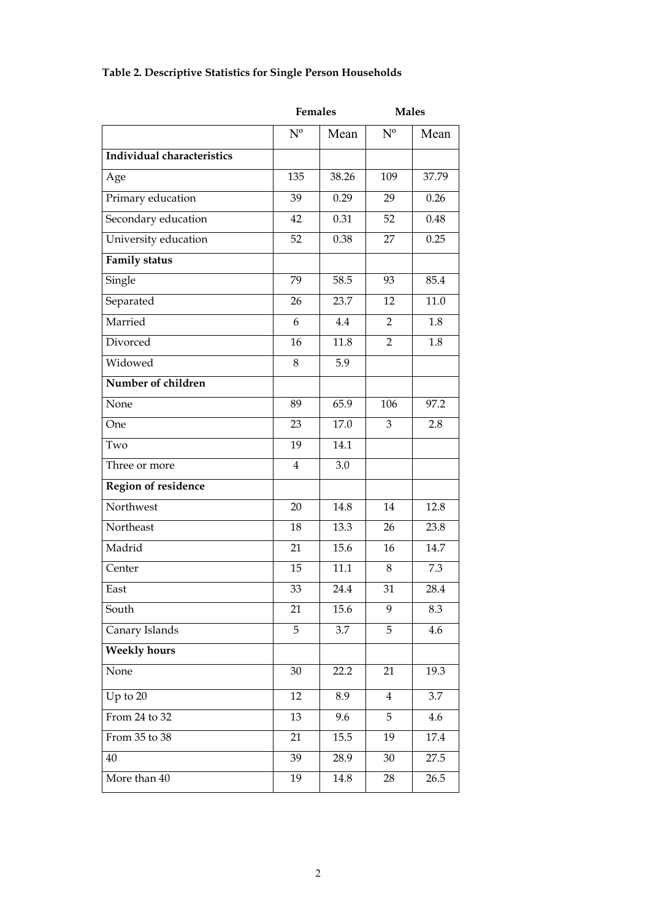**Table 2. Descriptive Statistics for Single Person Households**

| | Females | | Males | |
|---|---|---|---|---|
| | Nº | Mean | Nº | Mean |
| **Individual characteristics** | | | | |
| Age | 135 | 38.26 | 109 | 37.79 |
| Primary education | 39 | 0.29 | 29 | 0.26 |
| Secondary education | 42 | 0.31 | 52 | 0.48 |
| University education | 52 | 0.38 | 27 | 0.25 |
| **Family status** | | | | |
| Single | 79 | 58.5 | 93 | 85.4 |
| Separated | 26 | 23.7 | 12 | 11.0 |
| Married | 6 | 4.4 | 2 | 1.8 |
| Divorced | 16 | 11.8 | 2 | 1.8 |
| Widowed | 8 | 5.9 | | |
| **Number of children** | | | | |
| None | 89 | 65.9 | 106 | 97.2 |
| One | 23 | 17.0 | 3 | 2.8 |
| Two | 19 | 14.1 | | |
| Three or more | 4 | 3.0 | | |
| **Region of residence** | | | | |
| Northwest | 20 | 14.8 | 14 | 12.8 |
| Northeast | 18 | 13.3 | 26 | 23.8 |
| Madrid | 21 | 15.6 | 16 | 14.7 |
| Center | 15 | 11.1 | 8 | 7.3 |
| East | 33 | 24.4 | 31 | 28.4 |
| South | 21 | 15.6 | 9 | 8.3 |
| Canary Islands | 5 | 3.7 | 5 | 4.6 |
| **Weekly hours** | | | | |
| None | 30 | 22.2 | 21 | 19.3 |
| Up to 20 | 12 | 8.9 | 4 | 3.7 |
| From 24 to 32 | 13 | 9.6 | 5 | 4.6 |
| From 35 to 38 | 21 | 15.5 | 19 | 17.4 |
| 40 | 39 | 28.9 | 30 | 27.5 |
| More than 40 | 19 | 14.8 | 28 | 26.5 |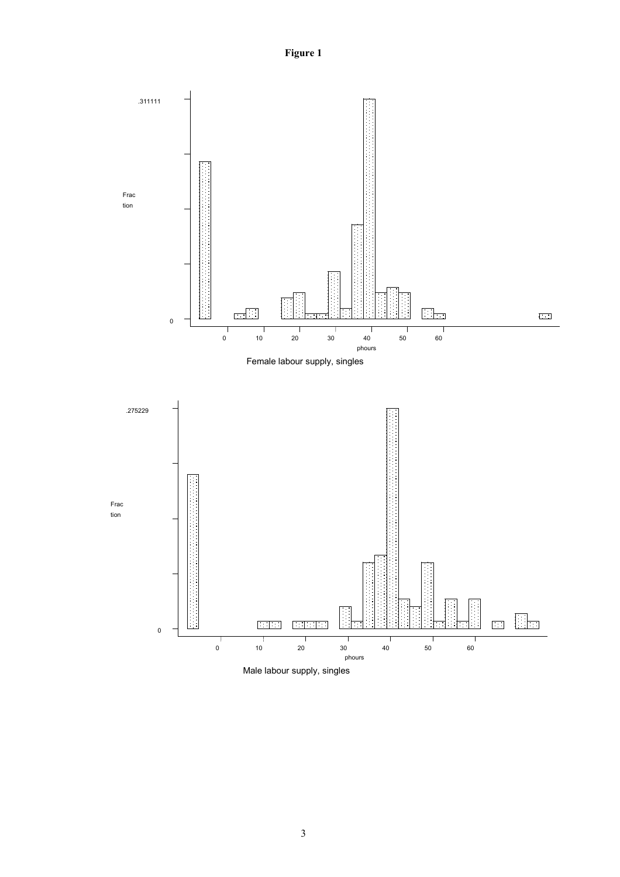**Figure 1**

Female labour supply, singles

Male labour supply, singles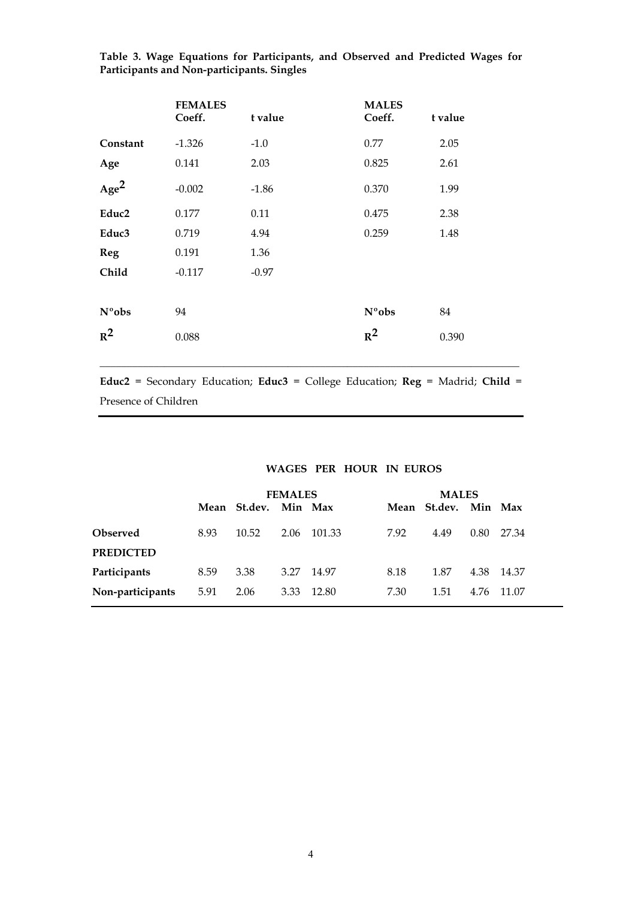**Table 3. Wage Equations for Participants, and Observed and Predicted Wages for Participants and Non-participants. Singles**

| | FEMALES Coeff. | t value | MALES Coeff. | t value |
|---|---|---|---|---|
| **Constant** | -1.326 | -1.0 | 0.77 | 2.05 |
| **Age** | 0.141 | 2.03 | 0.825 | 2.61 |
| **$Age^2$** | -0.002 | -1.86 | 0.370 | 1.99 |
| **Educ2** | 0.177 | 0.11 | 0.475 | 2.38 |
| **Educ3** | 0.719 | 4.94 | 0.259 | 1.48 |
| **Reg** | 0.191 | 1.36 | | |
| **Child** | -0.117 | -0.97 | | |
| **Nºobs** | 94 | | **Nºobs** | 84 |
| **$R^2$** | 0.088 | | **$R^2$** | 0.390 |

**Educ2** = Secondary Education; **Educ3** = College Education; **Reg** = Madrid; **Child** = Presence of Children

**WAGES PER HOUR IN EUROS**

| | FEMALES | | | | MALES | | | |
|---|---|---|---|---|---|---|---|---|
| | **Mean** | **St.dev.** | **Min** | **Max** | **Mean** | **St.dev.** | **Min** | **Max** |
| **Observed** | 8.93 | 10.52 | 2.06 | 101.33 | 7.92 | 4.49 | 0.80 | 27.34 |
| **PREDICTED** | | | | | | | | |
| **Participants** | 8.59 | 3.38 | 3.27 | 14.97 | 8.18 | 1.87 | 4.38 | 14.37 |
| **Non-participants** | 5.91 | 2.06 | 3.33 | 12.80 | 7.30 | 1.51 | 4.76 | 11.07 |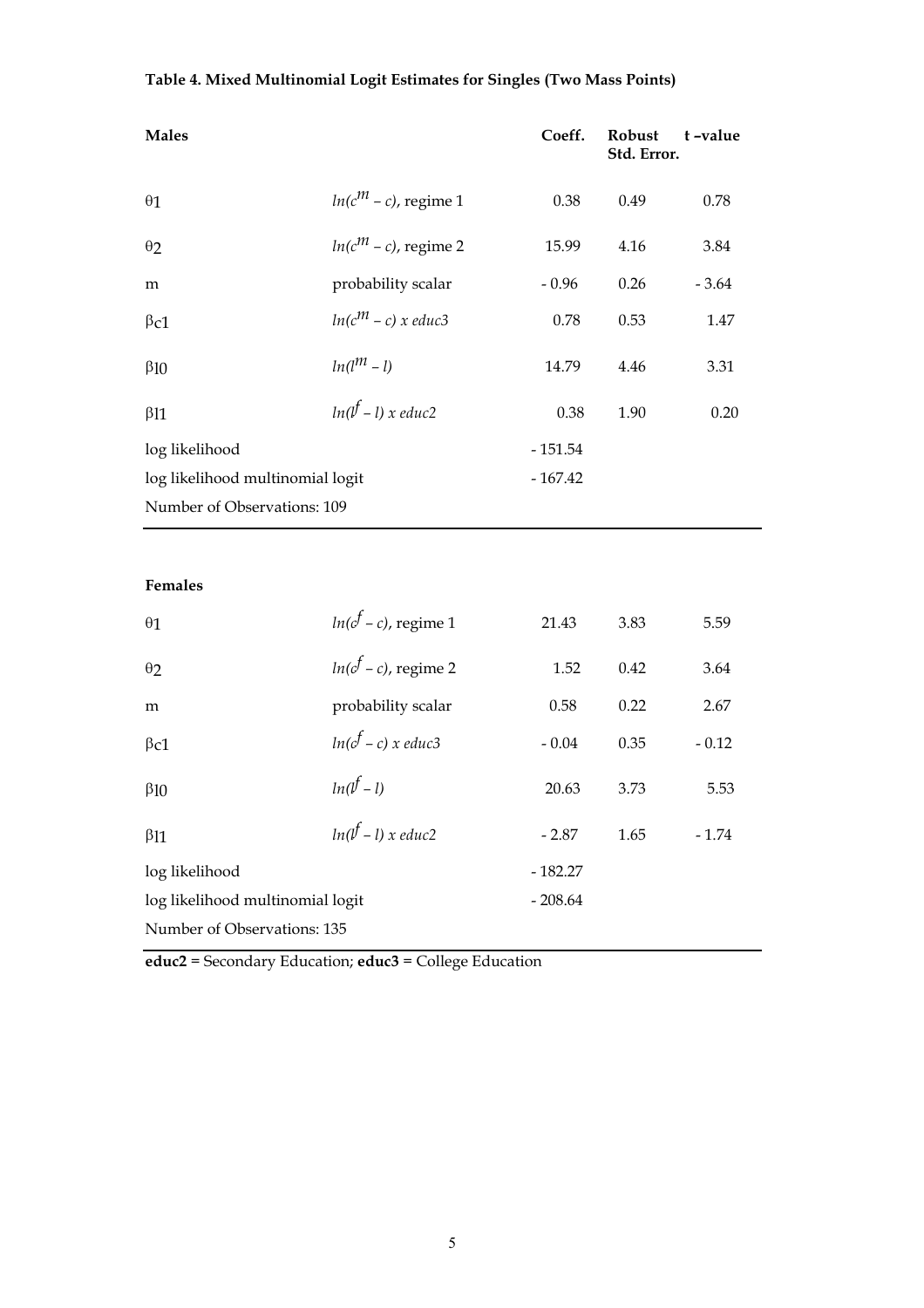**Table 4. Mixed Multinomial Logit Estimates for Singles (Two Mass Points)**

| **Males** | | **Coeff.** | **Robust Std. Error.** | **t –value** |
|---|---|---|---|---|
| $\theta_1$ | $ln(c^m - c)$, regime 1 | 0.38 | 0.49 | 0.78 |
| $\theta_2$ | $ln(c^m - c)$, regime 2 | 15.99 | 4.16 | 3.84 |
| m | probability scalar | - 0.96 | 0.26 | - 3.64 |
| $\beta_{c1}$ | $ln(c^m - c)$ x $educ3$ | 0.78 | 0.53 | 1.47 |
| $\beta_{l0}$ | $ln(l^m - l)$ | 14.79 | 4.46 | 3.31 |
| $\beta_{l1}$ | $ln(l^f - l)$ x $educ2$ | 0.38 | 1.90 | 0.20 |
| log likelihood | | - 151.54 | | |
| log likelihood multinomial logit | | - 167.42 | | |
| Number of Observations: 109 | | | | |

| **Females** | | **Coeff.** | **Robust Std. Error.** | **t –value** |
|---|---|---|---|---|
| $\theta_1$ | $ln(c^f - c)$, regime 1 | 21.43 | 3.83 | 5.59 |
| $\theta_2$ | $ln(c^f - c)$, regime 2 | 1.52 | 0.42 | 3.64 |
| m | probability scalar | 0.58 | 0.22 | 2.67 |
| $\beta_{c1}$ | $ln(c^f - c)$ x $educ3$ | - 0.04 | 0.35 | - 0.12 |
| $\beta_{l0}$ | $ln(l^f - l)$ | 20.63 | 3.73 | 5.53 |
| $\beta_{l1}$ | $ln(l^f - l)$ x $educ2$ | - 2.87 | 1.65 | - 1.74 |
| log likelihood | | - 182.27 | | |
| log likelihood multinomial logit | | - 208.64 | | |
| Number of Observations: 135 | | | | |

**educ2** = Secondary Education; **educ3** = College Education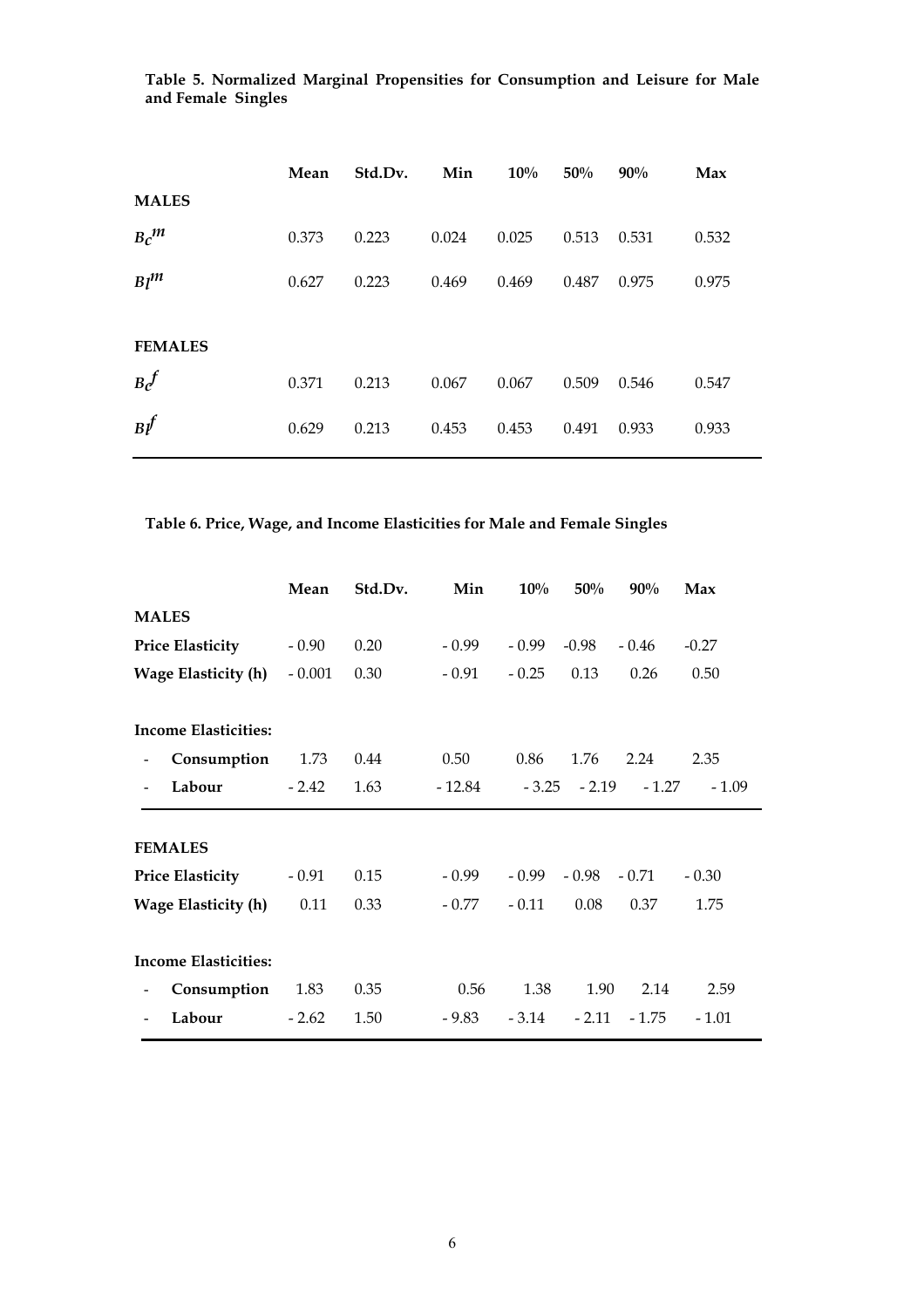**Table 5. Normalized Marginal Propensities for Consumption and Leisure for Male and Female Singles**

| | Mean | Std.Dv. | Min | 10% | 50% | 90% | Max |
|---|---|---|---|---|---|---|---|
| **MALES** | | | | | | | |
| $B_c^m$ | 0.373 | 0.223 | 0.024 | 0.025 | 0.513 | 0.531 | 0.532 |
| $B_l^m$ | 0.627 | 0.223 | 0.469 | 0.469 | 0.487 | 0.975 | 0.975 |
| **FEMALES** | | | | | | | |
| $B_c^f$ | 0.371 | 0.213 | 0.067 | 0.067 | 0.509 | 0.546 | 0.547 |
| $B_l^f$ | 0.629 | 0.213 | 0.453 | 0.453 | 0.491 | 0.933 | 0.933 |

**Table 6. Price, Wage, and Income Elasticities for Male and Female Singles**

| | Mean | Std.Dv. | Min | 10% | 50% | 90% | Max |
|---|---|---|---|---|---|---|---|
| **MALES** | | | | | | | |
| **Price Elasticity** | - 0.90 | 0.20 | - 0.99 | - 0.99 | -0.98 | - 0.46 | -0.27 |
| **Wage Elasticity (h)** | - 0.001 | 0.30 | - 0.91 | - 0.25 | 0.13 | 0.26 | 0.50 |
| **Income Elasticities:** | | | | | | | |
| - **Consumption** | 1.73 | 0.44 | 0.50 | 0.86 | 1.76 | 2.24 | 2.35 |
| - **Labour** | - 2.42 | 1.63 | - 12.84 | - 3.25 | - 2.19 | - 1.27 | - 1.09 |
| **FEMALES** | | | | | | | |
| **Price Elasticity** | - 0.91 | 0.15 | - 0.99 | - 0.99 | - 0.98 | - 0.71 | - 0.30 |
| **Wage Elasticity (h)** | 0.11 | 0.33 | - 0.77 | - 0.11 | 0.08 | 0.37 | 1.75 |
| **Income Elasticities:** | | | | | | | |
| - **Consumption** | 1.83 | 0.35 | 0.56 | 1.38 | 1.90 | 2.14 | 2.59 |
| - **Labour** | - 2.62 | 1.50 | - 9.83 | - 3.14 | - 2.11 | - 1.75 | - 1.01 |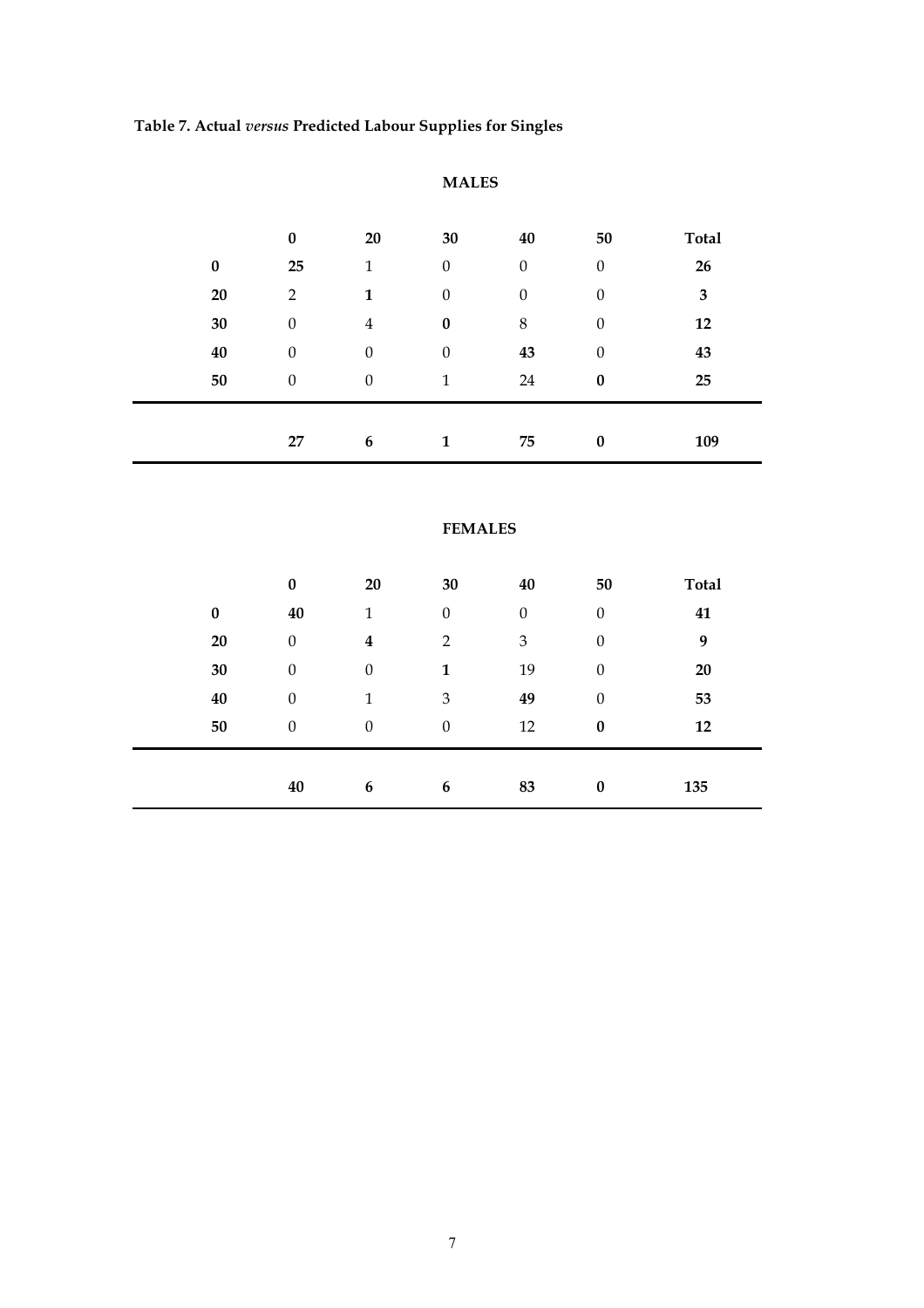**Table 7. Actual *versus* Predicted Labour Supplies for Singles**

**MALES**

| | **0** | **20** | **30** | **40** | **50** | **Total** |
|---|---|---|---|---|---|---|
| **0** | **25** | 1 | 0 | 0 | 0 | **26** |
| **20** | 2 | **1** | 0 | 0 | 0 | **3** |
| **30** | 0 | 4 | **0** | 8 | 0 | **12** |
| **40** | 0 | 0 | 0 | **43** | 0 | **43** |
| **50** | 0 | 0 | 1 | 24 | **0** | **25** |
| | **27** | **6** | **1** | **75** | **0** | **109** |

**FEMALES**

| | **0** | **20** | **30** | **40** | **50** | **Total** |
|---|---|---|---|---|---|---|
| **0** | **40** | 1 | 0 | 0 | 0 | **41** |
| **20** | 0 | **4** | 2 | 3 | 0 | **9** |
| **30** | 0 | 0 | **1** | 19 | 0 | **20** |
| **40** | 0 | 1 | 3 | **49** | 0 | **53** |
| **50** | 0 | 0 | 0 | 12 | **0** | **12** |
| | **40** | **6** | **6** | **83** | **0** | **135** |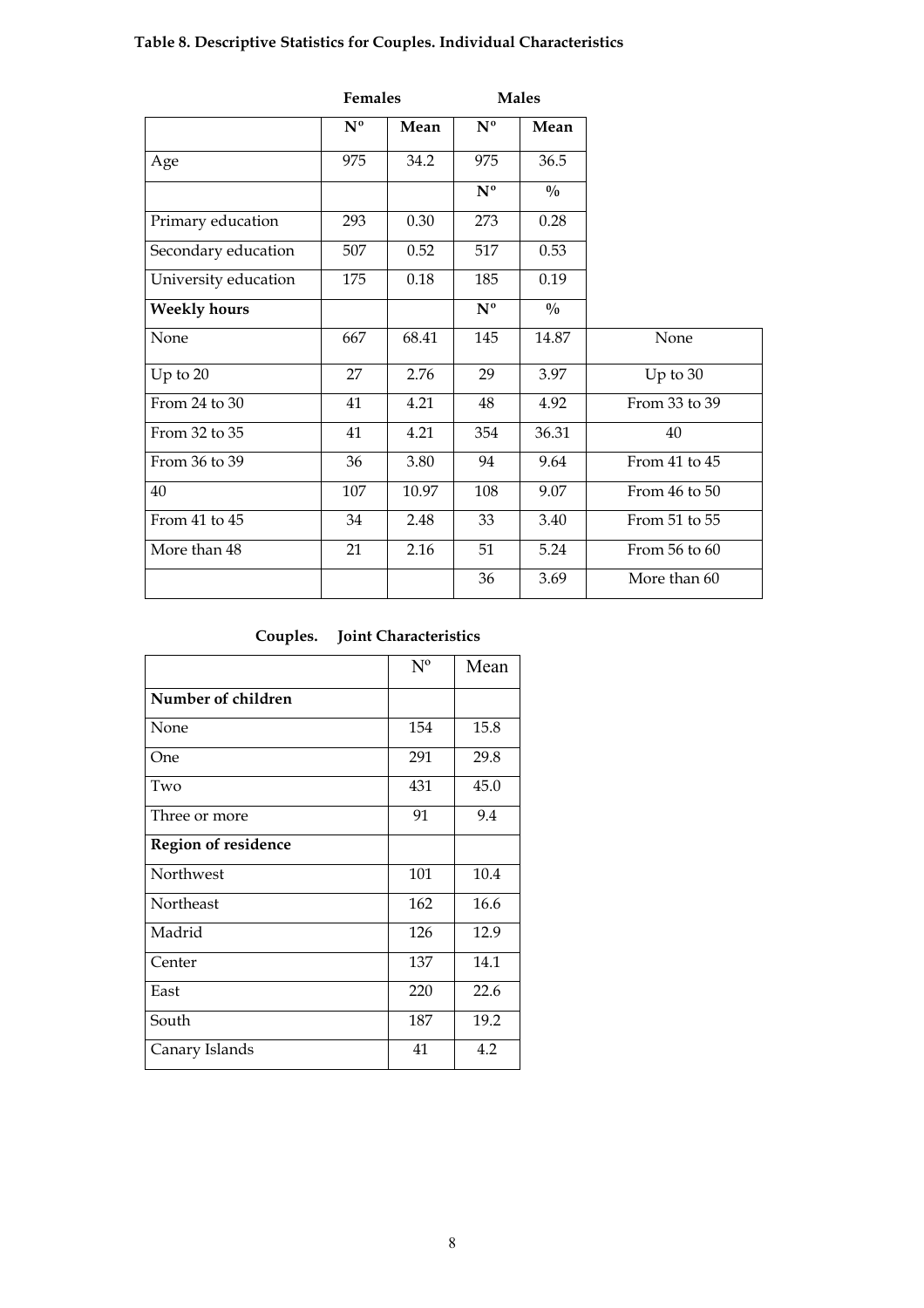**Table 8. Descriptive Statistics for Couples. Individual Characteristics**

| | Females | | Males | | |
|---|---|---|---|---|---|
| | Nº | Mean | Nº | Mean | |
| Age | 975 | 34.2 | 975 | 36.5 | |
| | | | Nº | % | |
| Primary education | 293 | 0.30 | 273 | 0.28 | |
| Secondary education | 507 | 0.52 | 517 | 0.53 | |
| University education | 175 | 0.18 | 185 | 0.19 | |
| **Weekly hours** | | | Nº | % | |
| None | 667 | 68.41 | 145 | 14.87 | None |
| Up to 20 | 27 | 2.76 | 29 | 3.97 | Up to 30 |
| From 24 to 30 | 41 | 4.21 | 48 | 4.92 | From 33 to 39 |
| From 32 to 35 | 41 | 4.21 | 354 | 36.31 | 40 |
| From 36 to 39 | 36 | 3.80 | 94 | 9.64 | From 41 to 45 |
| 40 | 107 | 10.97 | 108 | 9.07 | From 46 to 50 |
| From 41 to 45 | 34 | 2.48 | 33 | 3.40 | From 51 to 55 |
| More than 48 | 21 | 2.16 | 51 | 5.24 | From 56 to 60 |
| | | | 36 | 3.69 | More than 60 |

**Couples. Joint Characteristics**

| | Nº | Mean |
|---|---|---|
| **Number of children** | | |
| None | 154 | 15.8 |
| One | 291 | 29.8 |
| Two | 431 | 45.0 |
| Three or more | 91 | 9.4 |
| **Region of residence** | | |
| Northwest | 101 | 10.4 |
| Northeast | 162 | 16.6 |
| Madrid | 126 | 12.9 |
| Center | 137 | 14.1 |
| East | 220 | 22.6 |
| South | 187 | 19.2 |
| Canary Islands | 41 | 4.2 |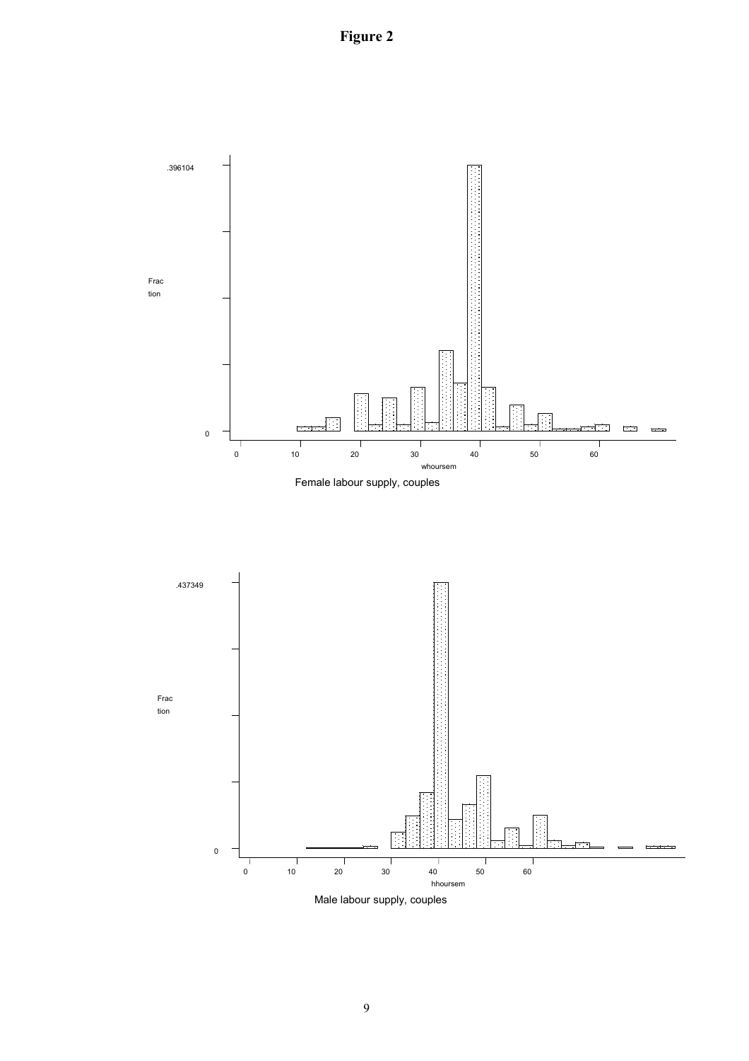**Figure 2**

Female labour supply, couples

Male labour supply, couples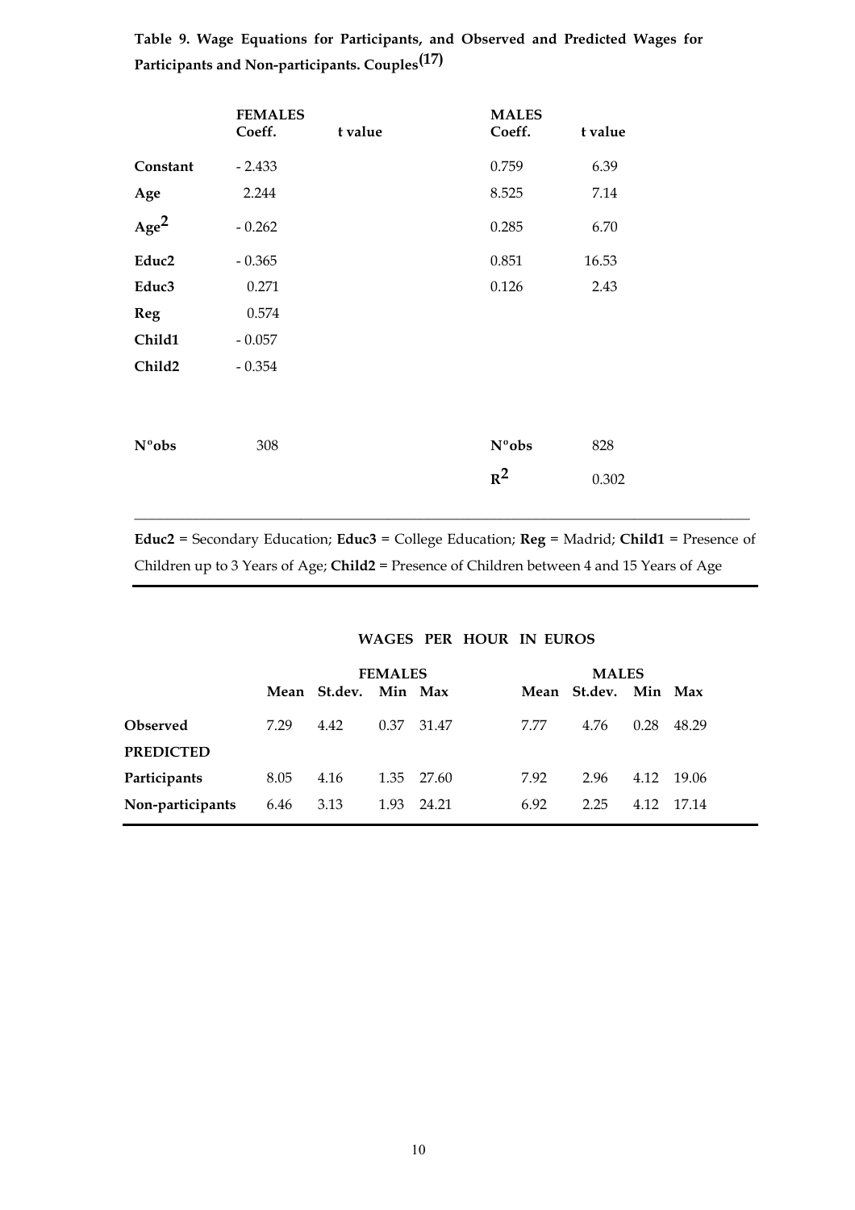**Table 9. Wage Equations for Participants, and Observed and Predicted Wages for Participants and Non-participants. Couples[17]**

| | FEMALES Coeff. | t value | MALES Coeff. | t value |
|---|---|---|---|---|
| **Constant** | - 2.433 | | 0.759 | 6.39 |
| **Age** | 2.244 | | 8.525 | 7.14 |
| **$Age^2$** | - 0.262 | | 0.285 | 6.70 |
| **Educ2** | - 0.365 | | 0.851 | 16.53 |
| **Educ3** | 0.271 | | 0.126 | 2.43 |
| **Reg** | 0.574 | | | |
| **Child1** | - 0.057 | | | |
| **Child2** | - 0.354 | | | |
| **Nºobs** | 308 | | **Nºobs** | 828 |
| | | | **$R^2$** | 0.302 |

**Educ2** = Secondary Education; **Educ3** = College Education; **Reg** = Madrid; **Child1** = Presence of Children up to 3 Years of Age; **Child2** = Presence of Children between 4 and 15 Years of Age

**WAGES PER HOUR IN EUROS**

| | FEMALES | | | | MALES | | | |
|---|---|---|---|---|---|---|---|---|
| | Mean | St.dev. | Min | Max | Mean | St.dev. | Min | Max |
| **Observed** | 7.29 | 4.42 | 0.37 | 31.47 | 7.77 | 4.76 | 0.28 | 48.29 |
| **PREDICTED** | | | | | | | | |
| **Participants** | 8.05 | 4.16 | 1.35 | 27.60 | 7.92 | 2.96 | 4.12 | 19.06 |
| **Non-participants** | 6.46 | 3.13 | 1.93 | 24.21 | 6.92 | 2.25 | 4.12 | 17.14 |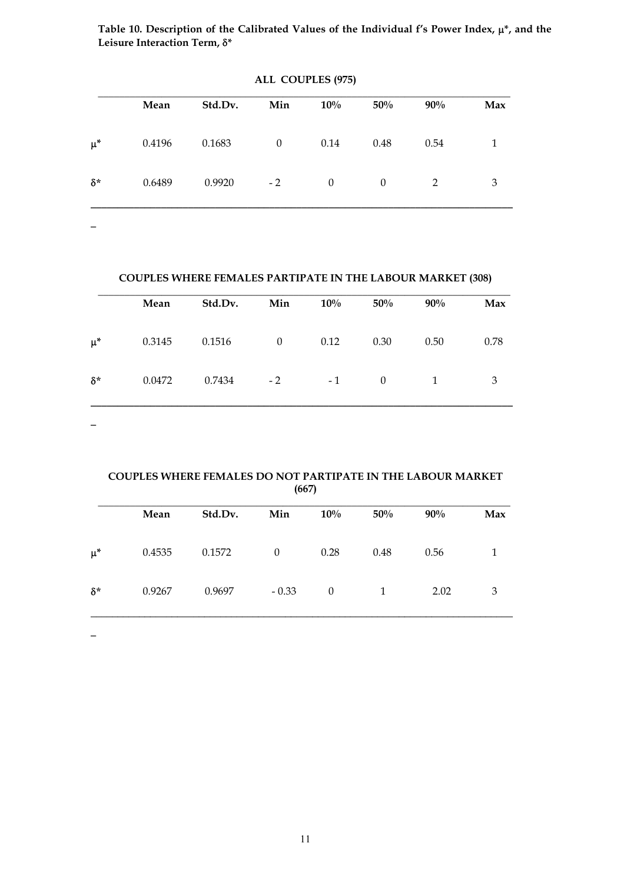**Table 10. Description of the Calibrated Values of the Individual f's Power Index, $\mu^*$, and the Leisure Interaction Term, $\delta^*$**

**ALL COUPLES (975)**

| | Mean | Std.Dv. | Min | 10% | 50% | 90% | Max |
|---|---|---|---|---|---|---|---|
| $\mu^*$ | 0.4196 | 0.1683 | 0 | 0.14 | 0.48 | 0.54 | 1 |
| $\delta^*$ | 0.6489 | 0.9920 | - 2 | 0 | 0 | 2 | 3 |

**COUPLES WHERE FEMALES PARTIPATE IN THE LABOUR MARKET (308)**

| | Mean | Std.Dv. | Min | 10% | 50% | 90% | Max |
|---|---|---|---|---|---|---|---|
| $\mu^*$ | 0.3145 | 0.1516 | 0 | 0.12 | 0.30 | 0.50 | 0.78 |
| $\delta^*$ | 0.0472 | 0.7434 | - 2 | - 1 | 0 | 1 | 3 |

**COUPLES WHERE FEMALES DO NOT PARTIPATE IN THE LABOUR MARKET (667)**

| | Mean | Std.Dv. | Min | 10% | 50% | 90% | Max |
|---|---|---|---|---|---|---|---|
| $\mu^*$ | 0.4535 | 0.1572 | 0 | 0.28 | 0.48 | 0.56 | 1 |
| $\delta^*$ | 0.9267 | 0.9697 | - 0.33 | 0 | 1 | 2.02 | 3 |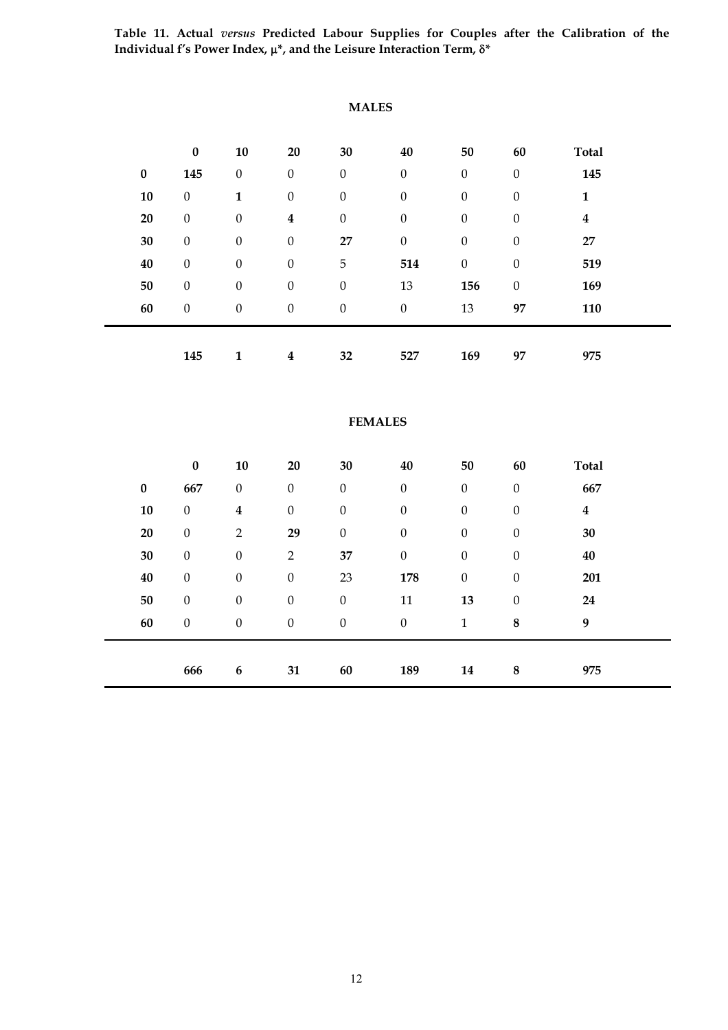**Table 11. Actual *versus* Predicted Labour Supplies for Couples after the Calibration of the Individual f's Power Index, $\mu^*$, and the Leisure Interaction Term, $\delta^*$**

**MALES**

| | **0** | **10** | **20** | **30** | **40** | **50** | **60** | **Total** |
|---|---|---|---|---|---|---|---|---|
| **0** | **145** | 0 | 0 | 0 | 0 | 0 | 0 | **145** |
| **10** | 0 | **1** | 0 | 0 | 0 | 0 | 0 | **1** |
| **20** | 0 | 0 | **4** | 0 | 0 | 0 | 0 | **4** |
| **30** | 0 | 0 | 0 | **27** | 0 | 0 | 0 | **27** |
| **40** | 0 | 0 | 0 | 5 | **514** | 0 | 0 | **519** |
| **50** | 0 | 0 | 0 | 0 | 13 | **156** | 0 | **169** |
| **60** | 0 | 0 | 0 | 0 | 0 | 13 | **97** | **110** |
| | **145** | **1** | **4** | **32** | **527** | **169** | **97** | **975** |

**FEMALES**

| | **0** | **10** | **20** | **30** | **40** | **50** | **60** | **Total** |
|---|---|---|---|---|---|---|---|---|
| **0** | **667** | 0 | 0 | 0 | 0 | 0 | 0 | **667** |
| **10** | 0 | **4** | 0 | 0 | 0 | 0 | 0 | **4** |
| **20** | 0 | 2 | **29** | 0 | 0 | 0 | 0 | **30** |
| **30** | 0 | 0 | 2 | **37** | 0 | 0 | 0 | **40** |
| **40** | 0 | 0 | 0 | 23 | **178** | 0 | 0 | **201** |
| **50** | 0 | 0 | 0 | 0 | 11 | **13** | 0 | **24** |
| **60** | 0 | 0 | 0 | 0 | 0 | 1 | **8** | **9** |
| | **666** | **6** | **31** | **60** | **189** | **14** | **8** | **975** |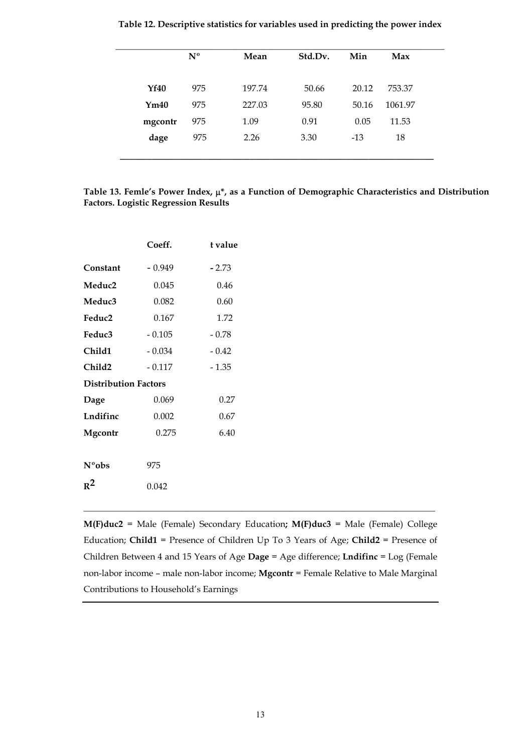**Table 12. Descriptive statistics for variables used in predicting the power index**

| | Nº | Mean | Std.Dv. | Min | Max |
|---|---|---|---|---|---|
| **Yf40** | 975 | 197.74 | 50.66 | 20.12 | 753.37 |
| **Ym40** | 975 | 227.03 | 95.80 | 50.16 | 1061.97 |
| **mgcontr** | 975 | 1.09 | 0.91 | 0.05 | 11.53 |
| **dage** | 975 | 2.26 | 3.30 | -13 | 18 |

**Table 13. Femle's Power Index, μ\*, as a Function of Demographic Characteristics and Distribution Factors. Logistic Regression Results**

| | Coeff. | t value |
|---|---|---|
| **Constant** | - 0.949 | - 2.73 |
| **Meduc2** | 0.045 | 0.46 |
| **Meduc3** | 0.082 | 0.60 |
| **Feduc2** | 0.167 | 1.72 |
| **Feduc3** | - 0.105 | - 0.78 |
| **Child1** | - 0.034 | - 0.42 |
| **Child2** | - 0.117 | - 1.35 |
| **Distribution Factors** | | |
| **Dage** | 0.069 | 0.27 |
| **Lndifinc** | 0.002 | 0.67 |
| **Mgcontr** | 0.275 | 6.40 |
| | | |
| **Nºobs** | 975 | |
| $R^2$ | 0.042 | |

**M(F)duc2** = Male (Female) Secondary Education**;** **M(F)duc3** = Male (Female) College Education; **Child1** = Presence of Children Up To 3 Years of Age; **Child2** = Presence of Children Between 4 and 15 Years of Age **Dage** = Age difference; **Lndifinc** = Log (Female non-labor income – male non-labor income; **Mgcontr** = Female Relative to Male Marginal Contributions to Household's Earnings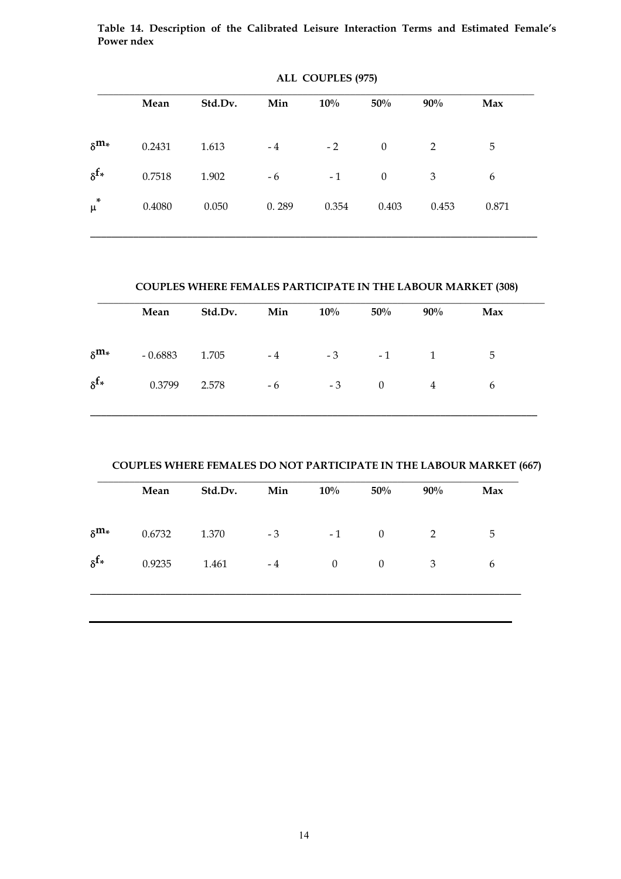**Table 14. Description of the Calibrated Leisure Interaction Terms and Estimated Female's Power ndex**

**ALL COUPLES (975)**

| | Mean | Std.Dv. | Min | 10% | 50% | 90% | Max |
|---|---|---|---|---|---|---|---|
| $\delta^{m*}$ | 0.2431 | 1.613 | - 4 | - 2 | 0 | 2 | 5 |
| $\delta^{f*}$ | 0.7518 | 1.902 | - 6 | - 1 | 0 | 3 | 6 |
| $\mu^{*}$ | 0.4080 | 0.050 | 0. 289 | 0.354 | 0.403 | 0.453 | 0.871 |

**COUPLES WHERE FEMALES PARTICIPATE IN THE LABOUR MARKET (308)**

| | Mean | Std.Dv. | Min | 10% | 50% | 90% | Max |
|---|---|---|---|---|---|---|---|
| $\delta^{m*}$ | - 0.6883 | 1.705 | - 4 | - 3 | - 1 | 1 | 5 |
| $\delta^{f*}$ | 0.3799 | 2.578 | - 6 | - 3 | 0 | 4 | 6 |

**COUPLES WHERE FEMALES DO NOT PARTICIPATE IN THE LABOUR MARKET (667)**

| | Mean | Std.Dv. | Min | 10% | 50% | 90% | Max |
|---|---|---|---|---|---|---|---|
| $\delta^{m*}$ | 0.6732 | 1.370 | - 3 | - 1 | 0 | 2 | 5 |
| $\delta^{f*}$ | 0.9235 | 1.461 | - 4 | 0 | 0 | 3 | 6 |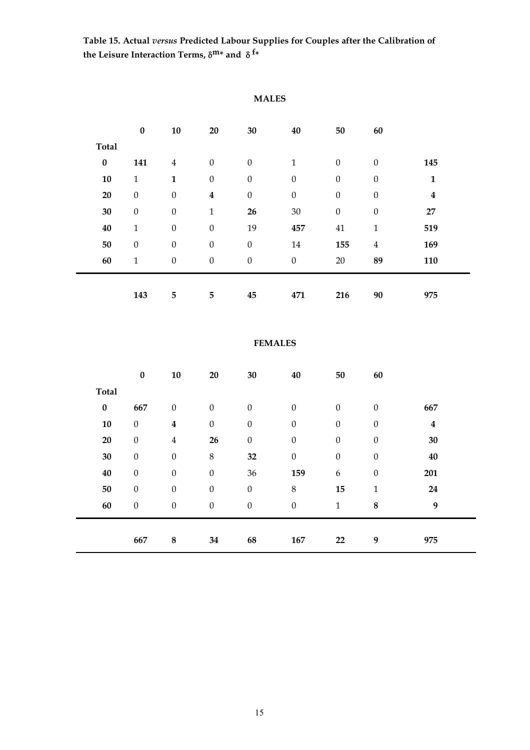**Table 15. Actual *versus* Predicted Labour Supplies for Couples after the Calibration of the Leisure Interaction Terms, $\delta^{m*}$ and $\delta^{f*}$**

**MALES**

| | 0 | 10 | 20 | 30 | 40 | 50 | 60 | |
|---|---|---|---|---|---|---|---|---|
| **Total** | | | | | | | | |
| **0** | **141** | 4 | 0 | 0 | 1 | 0 | 0 | **145** |
| **10** | 1 | **1** | 0 | 0 | 0 | 0 | 0 | **1** |
| **20** | 0 | 0 | **4** | 0 | 0 | 0 | 0 | **4** |
| **30** | 0 | 0 | 1 | **26** | 30 | 0 | 0 | **27** |
| **40** | 1 | 0 | 0 | 19 | **457** | 41 | 1 | **519** |
| **50** | 0 | 0 | 0 | 0 | 14 | **155** | 4 | **169** |
| **60** | 1 | 0 | 0 | 0 | 0 | 20 | **89** | **110** |
| | **143** | **5** | **5** | **45** | **471** | **216** | **90** | **975** |

**FEMALES**

| | 0 | 10 | 20 | 30 | 40 | 50 | 60 | |
|---|---|---|---|---|---|---|---|---|
| **Total** | | | | | | | | |
| **0** | **667** | 0 | 0 | 0 | 0 | 0 | 0 | **667** |
| **10** | 0 | **4** | 0 | 0 | 0 | 0 | 0 | **4** |
| **20** | 0 | 4 | **26** | 0 | 0 | 0 | 0 | **30** |
| **30** | 0 | 0 | 8 | **32** | 0 | 0 | 0 | **40** |
| **40** | 0 | 0 | 0 | 36 | **159** | 6 | 0 | **201** |
| **50** | 0 | 0 | 0 | 0 | 8 | **15** | 1 | **24** |
| **60** | 0 | 0 | 0 | 0 | 0 | 1 | **8** | **9** |
| | **667** | **8** | **34** | **68** | **167** | **22** | **9** | **975** |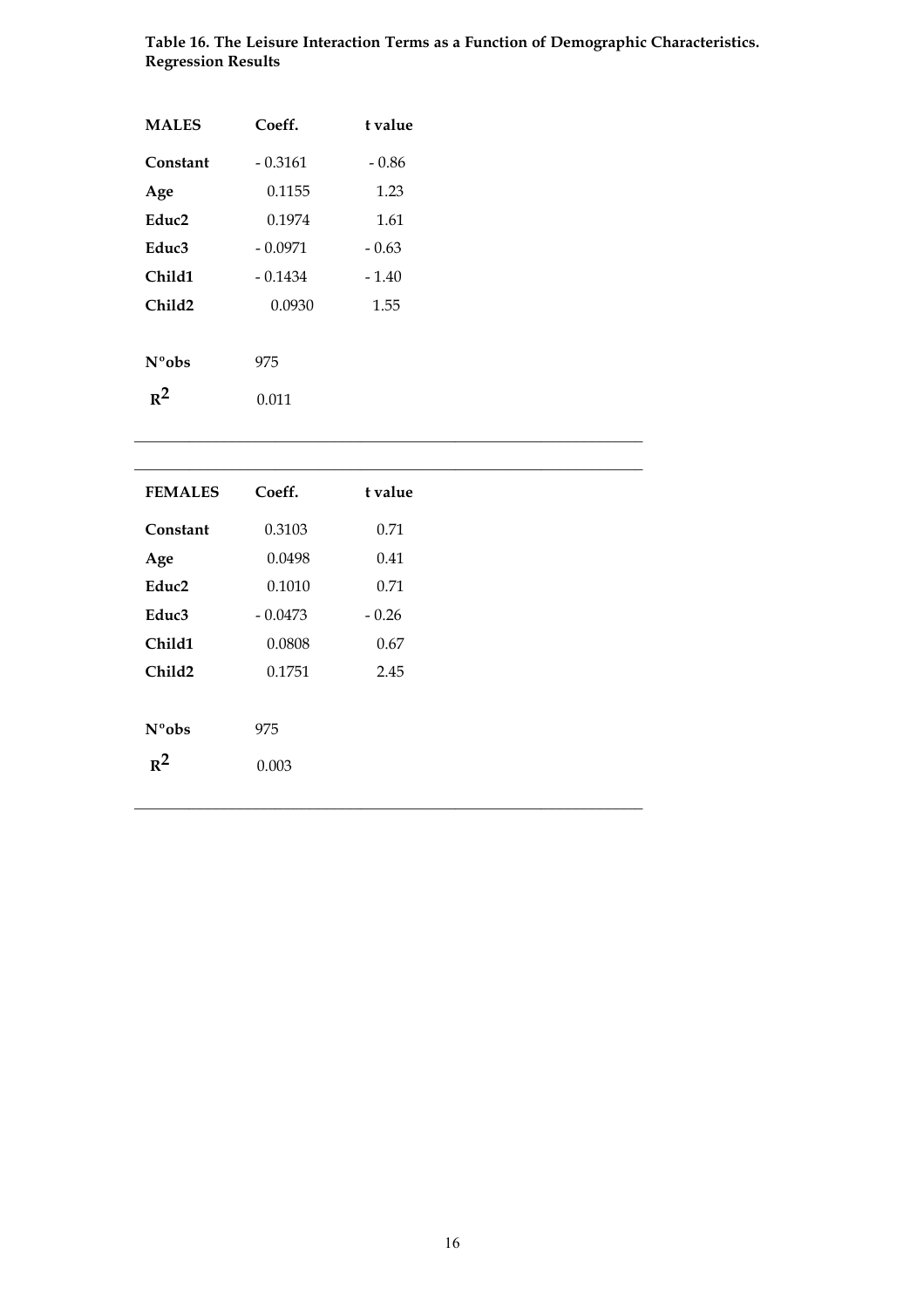**Table 16. The Leisure Interaction Terms as a Function of Demographic Characteristics. Regression Results**

| **MALES** | **Coeff.** | **t value** |
|---|---|---|
| **Constant** | - 0.3161 | - 0.86 |
| **Age** | 0.1155 | 1.23 |
| **Educ2** | 0.1974 | 1.61 |
| **Educ3** | - 0.0971 | - 0.63 |
| **Child1** | - 0.1434 | - 1.40 |
| **Child2** | 0.0930 | 1.55 |
| **Nºobs** | 975 | |
| $R^2$ | 0.011 | |

| **FEMALES** | **Coeff.** | **t value** |
|---|---|---|
| **Constant** | 0.3103 | 0.71 |
| **Age** | 0.0498 | 0.41 |
| **Educ2** | 0.1010 | 0.71 |
| **Educ3** | - 0.0473 | - 0.26 |
| **Child1** | 0.0808 | 0.67 |
| **Child2** | 0.1751 | 2.45 |
| **Nºobs** | 975 | |
| $R^2$ | 0.003 | |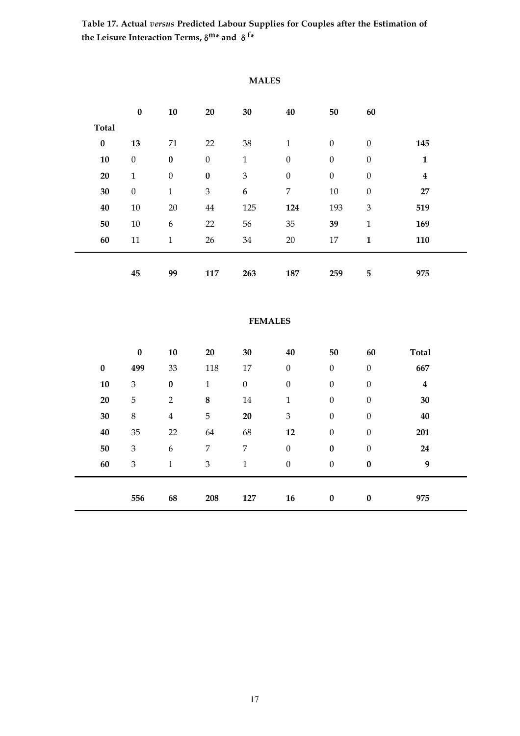**Table 17. Actual *versus* Predicted Labour Supplies for Couples after the Estimation of the Leisure Interaction Terms, $\delta^{m*}$ and $\delta^{f*}$**

**MALES**

| | 0 | 10 | 20 | 30 | 40 | 50 | 60 | Total |
|---|---|---|---|---|---|---|---|---|
| **0** | **13** | 71 | 22 | 38 | 1 | 0 | 0 | **145** |
| **10** | 0 | **0** | 0 | 1 | 0 | 0 | 0 | **1** |
| **20** | 1 | 0 | **0** | 3 | 0 | 0 | 0 | **4** |
| **30** | 0 | 1 | 3 | **6** | 7 | 10 | 0 | **27** |
| **40** | 10 | 20 | 44 | 125 | **124** | 193 | 3 | **519** |
| **50** | 10 | 6 | 22 | 56 | 35 | **39** | 1 | **169** |
| **60** | 11 | 1 | 26 | 34 | 20 | 17 | **1** | **110** |
| | **45** | **99** | **117** | **263** | **187** | **259** | **5** | **975** |

**FEMALES**

| | 0 | 10 | 20 | 30 | 40 | 50 | 60 | Total |
|---|---|---|---|---|---|---|---|---|
| **0** | **499** | 33 | 118 | 17 | 0 | 0 | 0 | **667** |
| **10** | 3 | **0** | 1 | 0 | 0 | 0 | 0 | **4** |
| **20** | 5 | 2 | **8** | 14 | 1 | 0 | 0 | **30** |
| **30** | 8 | 4 | 5 | **20** | 3 | 0 | 0 | **40** |
| **40** | 35 | 22 | 64 | 68 | **12** | 0 | 0 | **201** |
| **50** | 3 | 6 | 7 | 7 | 0 | **0** | 0 | **24** |
| **60** | 3 | 1 | 3 | 1 | 0 | 0 | **0** | **9** |
| | **556** | **68** | **208** | **127** | **16** | **0** | **0** | **975** |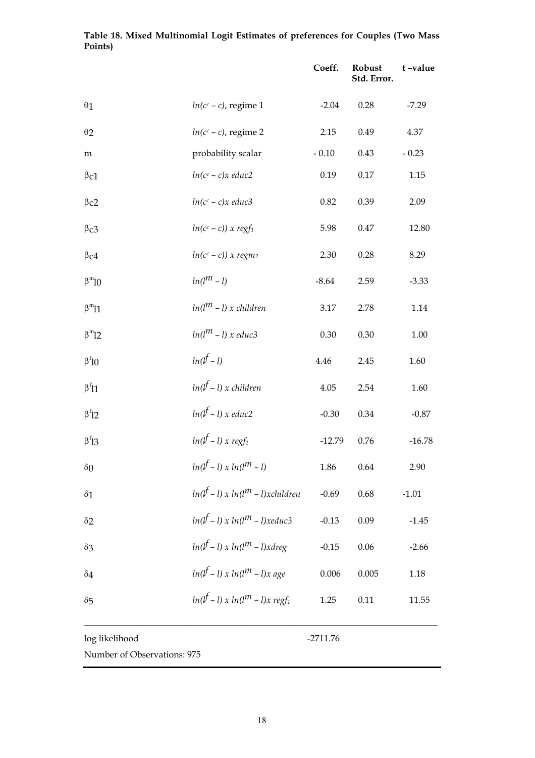**Table 18. Mixed Multinomial Logit Estimates of preferences for Couples (Two Mass Points)**

| | | Coeff. | Robust Std. Error. | t –value |
|---|---|---|---|---|
| $\theta_1$ | $ln(c^c - c)$, regime 1 | -2.04 | 0.28 | -7.29 |
| $\theta_2$ | $ln(c^c - c)$, regime 2 | 2.15 | 0.49 | 4.37 |
| m | probability scalar | - 0.10 | 0.43 | - 0.23 |
| $\beta_{c1}$ | $ln(c^c - c)x\ educ2$ | 0.19 | 0.17 | 1.15 |
| $\beta_{c2}$ | $ln(c^c - c)x\ educ3$ | 0.82 | 0.39 | 2.09 |
| $\beta_{c3}$ | $ln(c^c - c))\ x\ regf_1$ | 5.98 | 0.47 | 12.80 |
| $\beta_{c4}$ | $ln(c^c - c))\ x\ regm_2$ | 2.30 | 0.28 | 8.29 |
| $\beta^m_{l0}$ | $ln(l^m - l)$ | -8.64 | 2.59 | -3.33 |
| $\beta^m_{l1}$ | $ln(l^m - l)\ x\ children$ | 3.17 | 2.78 | 1.14 |
| $\beta^m_{l2}$ | $ln(l^m - l)\ x\ educ3$ | 0.30 | 0.30 | 1.00 |
| $\beta^f_{l0}$ | $ln(l^f - l)$ | 4.46 | 2.45 | 1.60 |
| $\beta^f_{l1}$ | $ln(l^f - l)\ x\ children$ | 4.05 | 2.54 | 1.60 |
| $\beta^f_{l2}$ | $ln(l^f - l)\ x\ educ2$ | -0.30 | 0.34 | -0.87 |
| $\beta^f_{l3}$ | $ln(l^f - l)\ x\ regf_1$ | -12.79 | 0.76 | -16.78 |
| $\delta_0$ | $ln(l^f - l)\ x\ ln(l^m - l)$ | 1.86 | 0.64 | 2.90 |
| $\delta_1$ | $ln(l^f - l)\ x\ ln(l^m - l)xchildren$ | -0.69 | 0.68 | -1.01 |
| $\delta_2$ | $ln(l^f - l)\ x\ ln(l^m - l)xeduc3$ | -0.13 | 0.09 | -1.45 |
| $\delta_3$ | $ln(l^f - l)\ x\ ln(l^m - l)xdreg$ | -0.15 | 0.06 | -2.66 |
| $\delta_4$ | $ln(l^f - l)\ x\ ln(l^m - l)x\ age$ | 0.006 | 0.005 | 1.18 |
| $\delta_5$ | $ln(l^f - l)\ x\ ln(l^m - l)x\ regf_1$ | 1.25 | 0.11 | 11.55 |

log likelihood -2711.76

Number of Observations: 975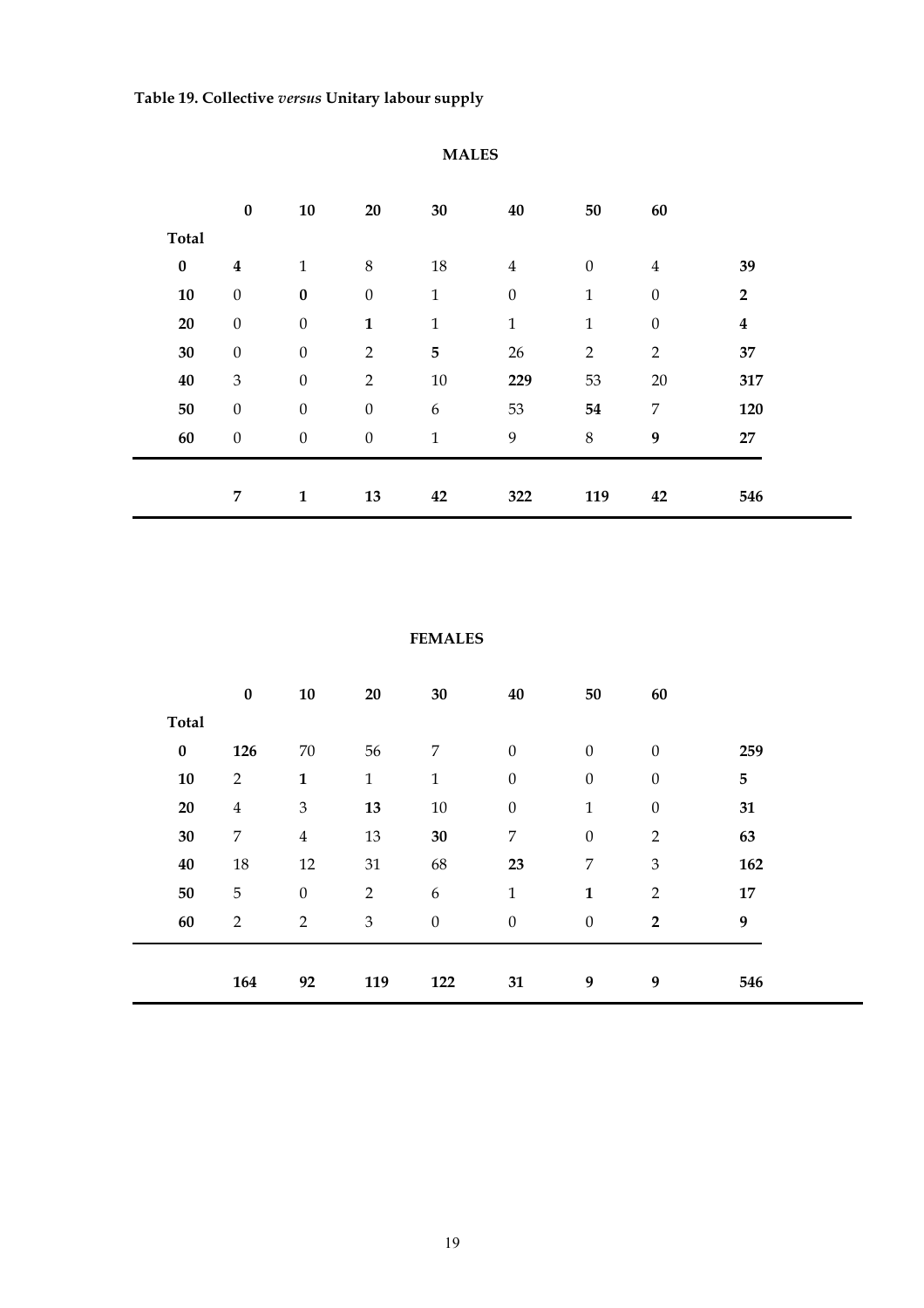**Table 19. Collective *versus* Unitary labour supply**

**MALES**

| | **0** | **10** | **20** | **30** | **40** | **50** | **60** | |
|---|---|---|---|---|---|---|---|---|
| **Total** | | | | | | | | |
| **0** | **4** | 1 | 8 | 18 | 4 | 0 | 4 | **39** |
| **10** | 0 | **0** | 0 | 1 | 0 | 1 | 0 | **2** |
| **20** | 0 | 0 | **1** | 1 | 1 | 1 | 0 | **4** |
| **30** | 0 | 0 | 2 | **5** | 26 | 2 | 2 | **37** |
| **40** | 3 | 0 | 2 | 10 | **229** | 53 | 20 | **317** |
| **50** | 0 | 0 | 0 | 6 | 53 | **54** | 7 | **120** |
| **60** | 0 | 0 | 0 | 1 | 9 | 8 | **9** | **27** |
| | **7** | **1** | **13** | **42** | **322** | **119** | **42** | **546** |

**FEMALES**

| | **0** | **10** | **20** | **30** | **40** | **50** | **60** | |
|---|---|---|---|---|---|---|---|---|
| **Total** | | | | | | | | |
| **0** | **126** | 70 | 56 | 7 | 0 | 0 | 0 | **259** |
| **10** | 2 | **1** | 1 | 1 | 0 | 0 | 0 | **5** |
| **20** | 4 | 3 | **13** | 10 | 0 | 1 | 0 | **31** |
| **30** | 7 | 4 | 13 | **30** | 7 | 0 | 2 | **63** |
| **40** | 18 | 12 | 31 | 68 | **23** | 7 | 3 | **162** |
| **50** | 5 | 0 | 2 | 6 | 1 | **1** | 2 | **17** |
| **60** | 2 | 2 | 3 | 0 | 0 | 0 | **2** | **9** |
| | **164** | **92** | **119** | **122** | **31** | **9** | **9** | **546** |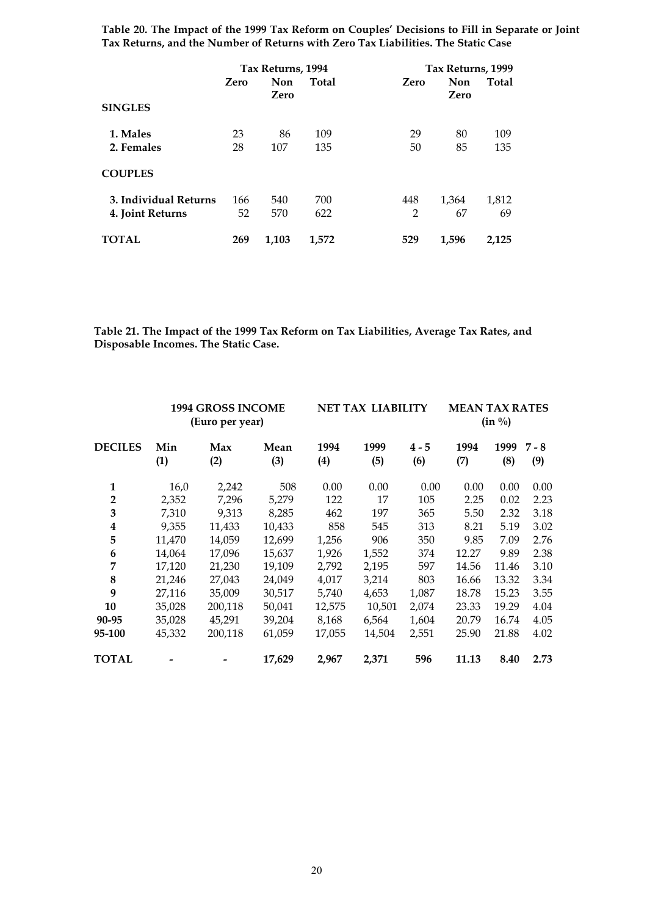**Table 20. The Impact of the 1999 Tax Reform on Couples' Decisions to Fill in Separate or Joint Tax Returns, and the Number of Returns with Zero Tax Liabilities. The Static Case**

| | Tax Returns, 1994 | | | Tax Returns, 1999 | | |
|---|---|---|---|---|---|---|
| | Zero | Non Zero | Total | Zero | Non Zero | Total |
| **SINGLES** | | | | | | |
| **1. Males** | 23 | 86 | 109 | 29 | 80 | 109 |
| **2. Females** | 28 | 107 | 135 | 50 | 85 | 135 |
| **COUPLES** | | | | | | |
| **3. Individual Returns** | 166 | 540 | 700 | 448 | 1,364 | 1,812 |
| **4. Joint Returns** | 52 | 570 | 622 | 2 | 67 | 69 |
| **TOTAL** | **269** | **1,103** | **1,572** | **529** | **1,596** | **2,125** |

**Table 21. The Impact of the 1999 Tax Reform on Tax Liabilities, Average Tax Rates, and Disposable Incomes. The Static Case.**

| | 1994 GROSS INCOME (Euro per year) | | | NET TAX LIABILITY | | | MEAN TAX RATES (in %) | | |
|---|---|---|---|---|---|---|---|---|---|
| **DECILES** | **Min (1)** | **Max (2)** | **Mean (3)** | **1994 (4)** | **1999 (5)** | **4 - 5 (6)** | **1994 (7)** | **1999 (8)** | **7 - 8 (9)** |
| **1** | 16,0 | 2,242 | 508 | 0.00 | 0.00 | 0.00 | 0.00 | 0.00 | 0.00 |
| **2** | 2,352 | 7,296 | 5,279 | 122 | 17 | 105 | 2.25 | 0.02 | 2.23 |
| **3** | 7,310 | 9,313 | 8,285 | 462 | 197 | 365 | 5.50 | 2.32 | 3.18 |
| **4** | 9,355 | 11,433 | 10,433 | 858 | 545 | 313 | 8.21 | 5.19 | 3.02 |
| **5** | 11,470 | 14,059 | 12,699 | 1,256 | 906 | 350 | 9.85 | 7.09 | 2.76 |
| **6** | 14,064 | 17,096 | 15,637 | 1,926 | 1,552 | 374 | 12.27 | 9.89 | 2.38 |
| **7** | 17,120 | 21,230 | 19,109 | 2,792 | 2,195 | 597 | 14.56 | 11.46 | 3.10 |
| **8** | 21,246 | 27,043 | 24,049 | 4,017 | 3,214 | 803 | 16.66 | 13.32 | 3.34 |
| **9** | 27,116 | 35,009 | 30,517 | 5,740 | 4,653 | 1,087 | 18.78 | 15.23 | 3.55 |
| **10** | 35,028 | 200,118 | 50,041 | 12,575 | 10,501 | 2,074 | 23.33 | 19.29 | 4.04 |
| **90-95** | 35,028 | 45,291 | 39,204 | 8,168 | 6,564 | 1,604 | 20.79 | 16.74 | 4.05 |
| **95-100** | 45,332 | 200,118 | 61,059 | 17,055 | 14,504 | 2,551 | 25.90 | 21.88 | 4.02 |
| **TOTAL** | **-** | **-** | **17,629** | **2,967** | **2,371** | **596** | **11.13** | **8.40** | **2.73** |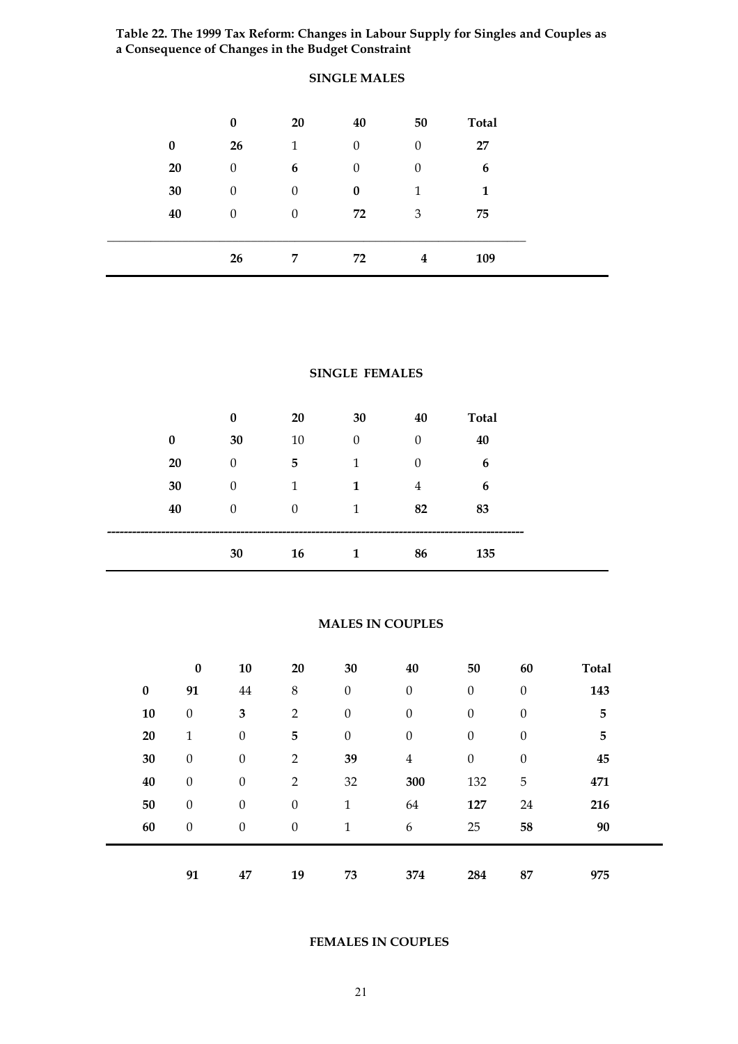**Table 22. The 1999 Tax Reform: Changes in Labour Supply for Singles and Couples as a Consequence of Changes in the Budget Constraint**

**SINGLE MALES**

| | **0** | **20** | **40** | **50** | **Total** |
|---|---|---|---|---|---|
| **0** | **26** | 1 | 0 | 0 | **27** |
| **20** | 0 | **6** | 0 | 0 | **6** |
| **30** | 0 | 0 | **0** | 1 | **1** |
| **40** | 0 | 0 | **72** | 3 | **75** |
| | **26** | **7** | **72** | **4** | **109** |

**SINGLE FEMALES**

| | **0** | **20** | **30** | **40** | **Total** |
|---|---|---|---|---|---|
| **0** | **30** | 10 | 0 | 0 | **40** |
| **20** | 0 | **5** | 1 | 0 | **6** |
| **30** | 0 | 1 | **1** | 4 | **6** |
| **40** | 0 | 0 | 1 | **82** | **83** |
| | **30** | **16** | **1** | **86** | **135** |

**MALES IN COUPLES**

| | **0** | **10** | **20** | **30** | **40** | **50** | **60** | **Total** |
|---|---|---|---|---|---|---|---|---|
| **0** | **91** | 44 | 8 | 0 | 0 | 0 | 0 | **143** |
| **10** | 0 | **3** | 2 | 0 | 0 | 0 | 0 | **5** |
| **20** | 1 | 0 | **5** | 0 | 0 | 0 | 0 | **5** |
| **30** | 0 | 0 | 2 | **39** | 4 | 0 | 0 | **45** |
| **40** | 0 | 0 | 2 | 32 | **300** | 132 | 5 | **471** |
| **50** | 0 | 0 | 0 | 1 | 64 | **127** | 24 | **216** |
| **60** | 0 | 0 | 0 | 1 | 6 | 25 | **58** | **90** |
| | **91** | **47** | **19** | **73** | **374** | **284** | **87** | **975** |

**FEMALES IN COUPLES**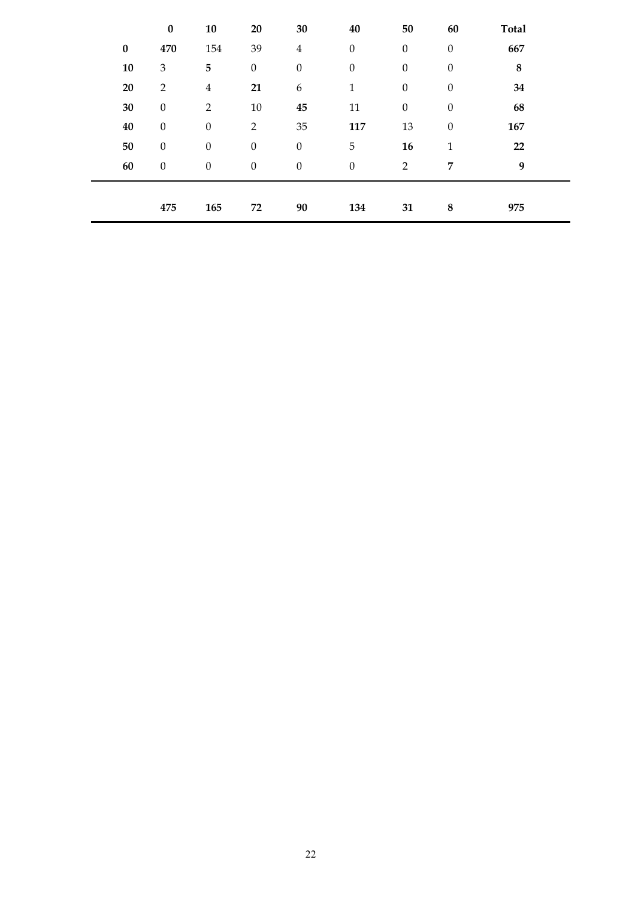| | **0** | **10** | **20** | **30** | **40** | **50** | **60** | **Total** |
|---|---|---|---|---|---|---|---|---|
| **0** | **470** | 154 | 39 | 4 | 0 | 0 | 0 | **667** |
| **10** | 3 | **5** | 0 | 0 | 0 | 0 | 0 | **8** |
| **20** | 2 | 4 | **21** | 6 | 1 | 0 | 0 | **34** |
| **30** | 0 | 2 | 10 | **45** | 11 | 0 | 0 | **68** |
| **40** | 0 | 0 | 2 | 35 | **117** | 13 | 0 | **167** |
| **50** | 0 | 0 | 0 | 0 | 5 | **16** | 1 | **22** |
| **60** | 0 | 0 | 0 | 0 | 0 | 2 | **7** | **9** |
| | **475** | **165** | **72** | **90** | **134** | **31** | **8** | **975** |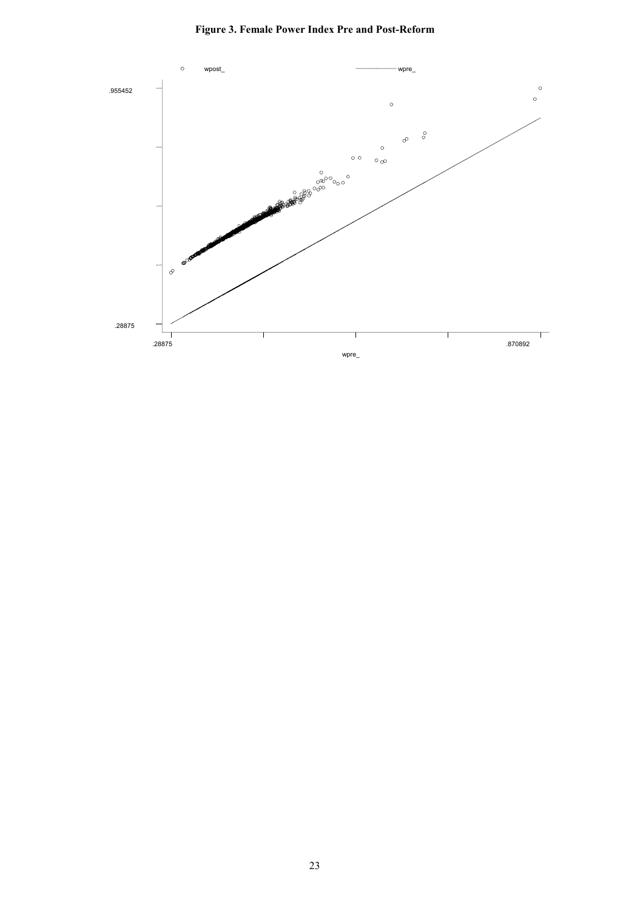**Figure 3. Female Power Index Pre and Post-Reform**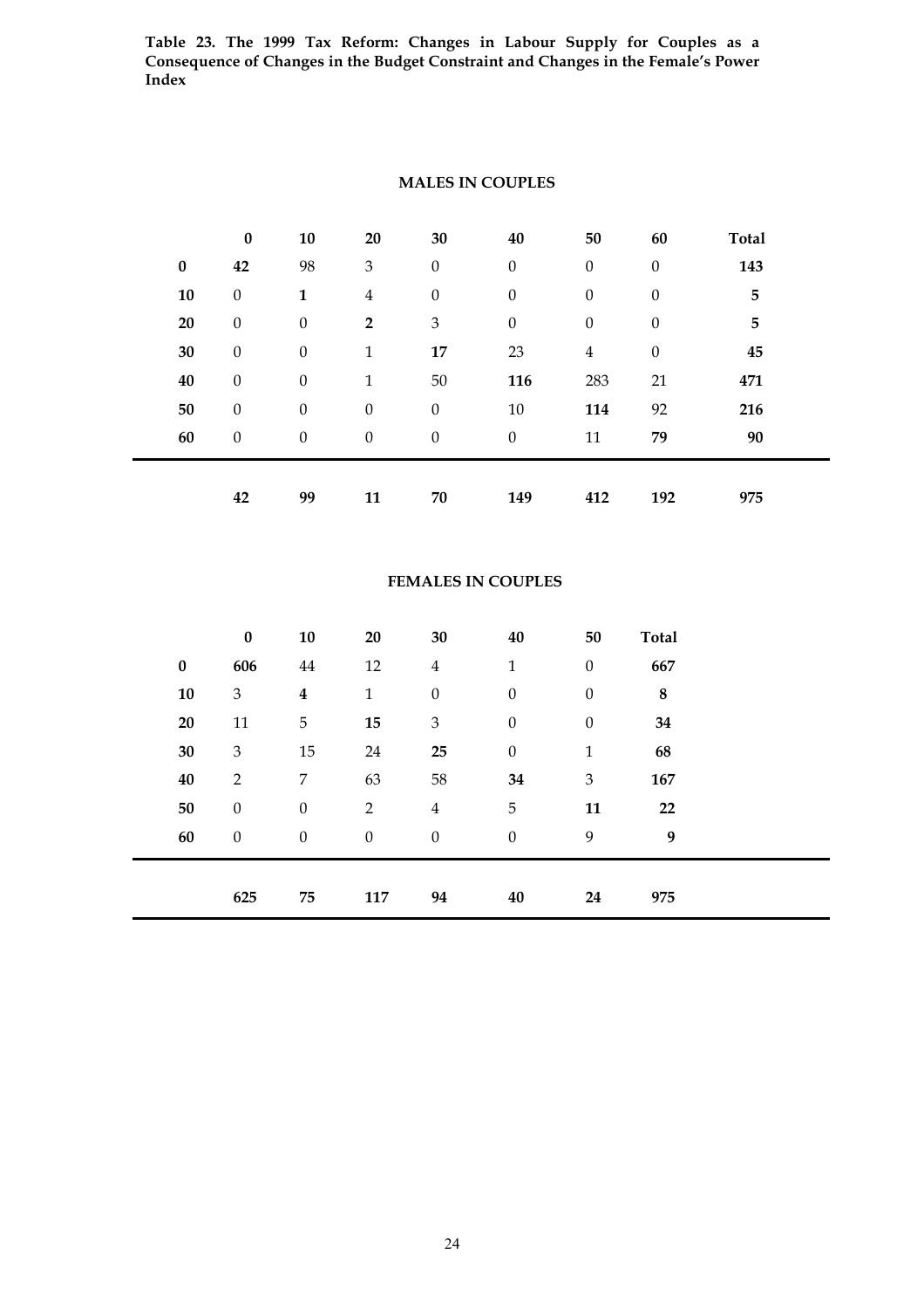**Table 23. The 1999 Tax Reform: Changes in Labour Supply for Couples as a Consequence of Changes in the Budget Constraint and Changes in the Female's Power Index**

**MALES IN COUPLES**

| | **0** | **10** | **20** | **30** | **40** | **50** | **60** | **Total** |
|---|---|---|---|---|---|---|---|---|
| **0** | **42** | 98 | 3 | 0 | 0 | 0 | 0 | **143** |
| **10** | 0 | **1** | 4 | 0 | 0 | 0 | 0 | **5** |
| **20** | 0 | 0 | **2** | 3 | 0 | 0 | 0 | **5** |
| **30** | 0 | 0 | 1 | **17** | 23 | 4 | 0 | **45** |
| **40** | 0 | 0 | 1 | 50 | **116** | 283 | 21 | **471** |
| **50** | 0 | 0 | 0 | 0 | 10 | **114** | 92 | **216** |
| **60** | 0 | 0 | 0 | 0 | 0 | 11 | **79** | **90** |
| | **42** | **99** | **11** | **70** | **149** | **412** | **192** | **975** |

**FEMALES IN COUPLES**

| | **0** | **10** | **20** | **30** | **40** | **50** | **Total** |
|---|---|---|---|---|---|---|---|
| **0** | **606** | 44 | 12 | 4 | 1 | 0 | **667** |
| **10** | 3 | **4** | 1 | 0 | 0 | 0 | **8** |
| **20** | 11 | 5 | **15** | 3 | 0 | 0 | **34** |
| **30** | 3 | 15 | 24 | **25** | 0 | 1 | **68** |
| **40** | 2 | 7 | 63 | 58 | **34** | 3 | **167** |
| **50** | 0 | 0 | 2 | 4 | 5 | **11** | **22** |
| **60** | 0 | 0 | 0 | 0 | 0 | 9 | **9** |
| | **625** | **75** | **117** | **94** | **40** | **24** | **975** |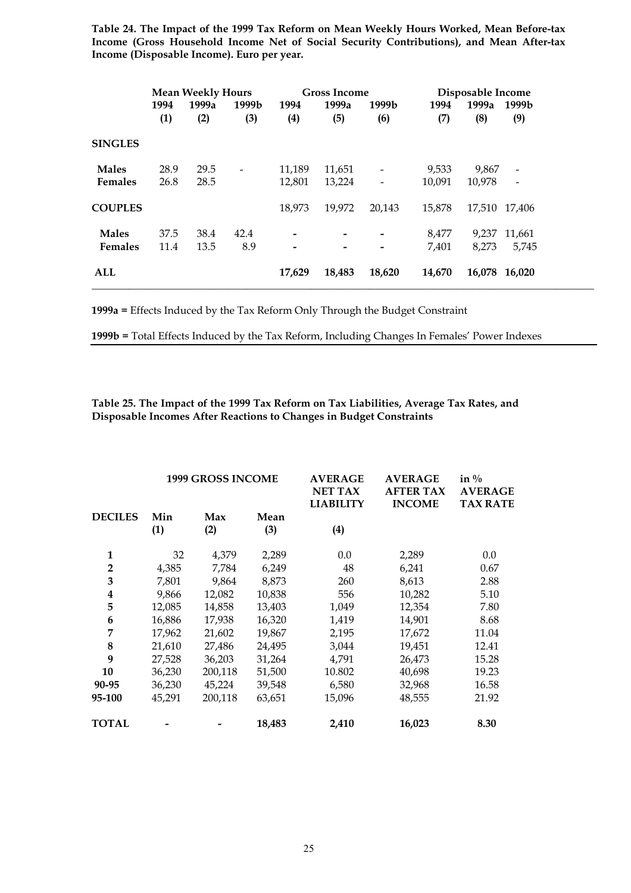**Table 24. The Impact of the 1999 Tax Reform on Mean Weekly Hours Worked, Mean Before-tax Income (Gross Household Income Net of Social Security Contributions), and Mean After-tax Income (Disposable Income). Euro per year.**

| | Mean Weekly Hours | | | Gross Income | | | Disposable Income | | |
|---|---|---|---|---|---|---|---|---|---|
| | 1994 (1) | 1999a (2) | 1999b (3) | 1994 (4) | 1999a (5) | 1999b (6) | 1994 (7) | 1999a (8) | 1999b (9) |
| **SINGLES** | | | | | | | | | |
| **Males** | 28.9 | 29.5 | - | 11,189 | 11,651 | - | 9,533 | 9,867 | - |
| **Females** | 26.8 | 28.5 | | 12,801 | 13,224 | - | 10,091 | 10,978 | - |
| **COUPLES** | | | | 18,973 | 19,972 | 20,143 | 15,878 | 17,510 | 17,406 |
| **Males** | 37.5 | 38.4 | 42.4 | - | - | - | 8,477 | 9,237 | 11,661 |
| **Females** | 11.4 | 13.5 | 8.9 | - | - | - | 7,401 | 8,273 | 5,745 |
| **ALL** | | | | **17,629** | **18,483** | **18,620** | **14,670** | **16,078** | **16,020** |

**1999a =** Effects Induced by the Tax Reform Only Through the Budget Constraint

**1999b =** Total Effects Induced by the Tax Reform, Including Changes In Females' Power Indexes

**Table 25. The Impact of the 1999 Tax Reform on Tax Liabilities, Average Tax Rates, and Disposable Incomes After Reactions to Changes in Budget Constraints**

| | 1999 GROSS INCOME | | | AVERAGE NET TAX LIABILITY | AVERAGE AFTER TAX INCOME | in % AVERAGE TAX RATE |
|---|---|---|---|---|---|---|
| **DECILES** | Min (1) | Max (2) | Mean (3) | (4) | | |
| **1** | 32 | 4,379 | 2,289 | 0.0 | 2,289 | 0.0 |
| **2** | 4,385 | 7,784 | 6,249 | 48 | 6,241 | 0.67 |
| **3** | 7,801 | 9,864 | 8,873 | 260 | 8,613 | 2.88 |
| **4** | 9,866 | 12,082 | 10,838 | 556 | 10,282 | 5.10 |
| **5** | 12,085 | 14,858 | 13,403 | 1,049 | 12,354 | 7.80 |
| **6** | 16,886 | 17,938 | 16,320 | 1,419 | 14,901 | 8.68 |
| **7** | 17,962 | 21,602 | 19,867 | 2,195 | 17,672 | 11.04 |
| **8** | 21,610 | 27,486 | 24,495 | 3,044 | 19,451 | 12.41 |
| **9** | 27,528 | 36,203 | 31,264 | 4,791 | 26,473 | 15.28 |
| **10** | 36,230 | 200,118 | 51,500 | 10.802 | 40,698 | 19.23 |
| **90-95** | 36,230 | 45,224 | 39,548 | 6,580 | 32,968 | 16.58 |
| **95-100** | 45,291 | 200,118 | 63,651 | 15,096 | 48,555 | 21.92 |
| **TOTAL** | - | - | **18,483** | **2,410** | **16,023** | **8.30** |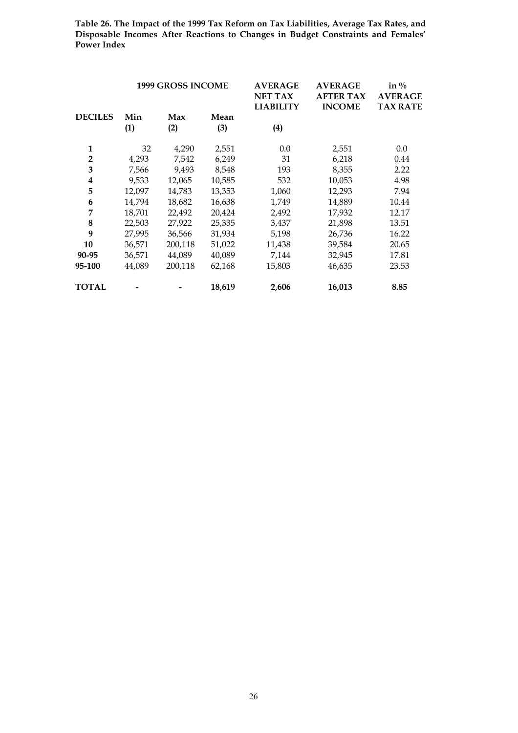**Table 26. The Impact of the 1999 Tax Reform on Tax Liabilities, Average Tax Rates, and Disposable Incomes After Reactions to Changes in Budget Constraints and Females' Power Index**

| | 1999 GROSS INCOME | | | AVERAGE NET TAX LIABILITY | AVERAGE AFTER TAX INCOME | in % AVERAGE TAX RATE |
|---|---|---|---|---|---|---|
| **DECILES** | **Min (1)** | **Max (2)** | **Mean (3)** | **(4)** | | |
| **1** | 32 | 4,290 | 2,551 | 0.0 | 2,551 | 0.0 |
| **2** | 4,293 | 7,542 | 6,249 | 31 | 6,218 | 0.44 |
| **3** | 7,566 | 9,493 | 8,548 | 193 | 8,355 | 2.22 |
| **4** | 9,533 | 12,065 | 10,585 | 532 | 10,053 | 4.98 |
| **5** | 12,097 | 14,783 | 13,353 | 1,060 | 12,293 | 7.94 |
| **6** | 14,794 | 18,682 | 16,638 | 1,749 | 14,889 | 10.44 |
| **7** | 18,701 | 22,492 | 20,424 | 2,492 | 17,932 | 12.17 |
| **8** | 22,503 | 27,922 | 25,335 | 3,437 | 21,898 | 13.51 |
| **9** | 27,995 | 36,566 | 31,934 | 5,198 | 26,736 | 16.22 |
| **10** | 36,571 | 200,118 | 51,022 | 11,438 | 39,584 | 20.65 |
| **90-95** | 36,571 | 44,089 | 40,089 | 7,144 | 32,945 | 17.81 |
| **95-100** | 44,089 | 200,118 | 62,168 | 15,803 | 46,635 | 23.53 |
| **TOTAL** | - | - | **18,619** | **2,606** | **16,013** | **8.85** |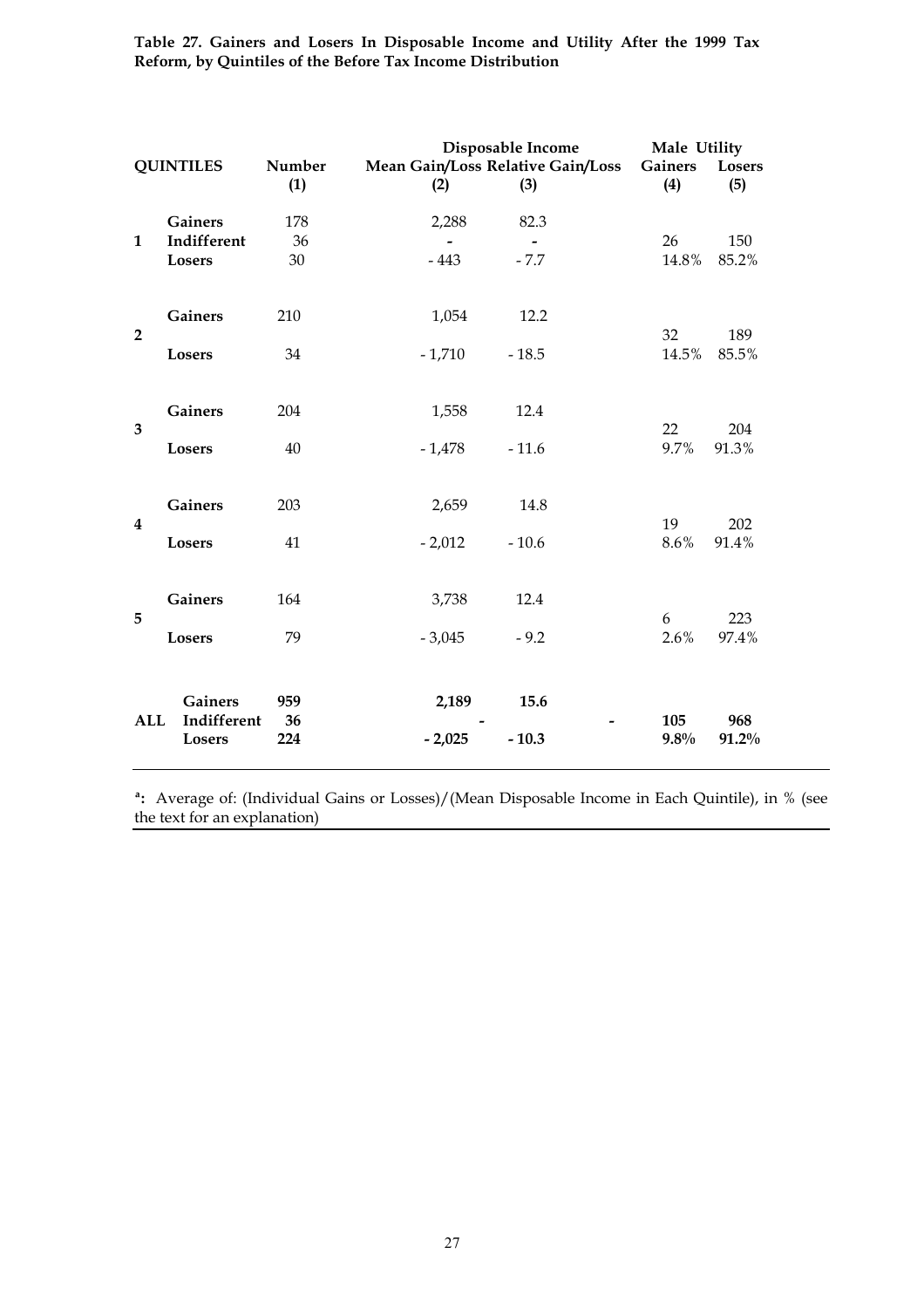**Table 27. Gainers and Losers In Disposable Income and Utility After the 1999 Tax Reform, by Quintiles of the Before Tax Income Distribution**

| QUINTILES | | Number | Disposable Income | | Male Utility | |
|---|---|---|---|---|---|---|
| | | | Mean Gain/Loss | Relative Gain/Loss | Gainers | Losers |
| | | (1) | (2) | (3) | (4) | (5) |
| 1 | Gainers | 178 | 2,288 | 82.3 | | |
| | Indifferent | 36 | - | - | 26<br>14.8% | 150<br>85.2% |
| | Losers | 30 | - 443 | - 7.7 | | |
| 2 | Gainers | 210 | 1,054 | 12.2 | 32<br>14.5% | 189<br>85.5% |
| | Losers | 34 | - 1,710 | - 18.5 | | |
| 3 | Gainers | 204 | 1,558 | 12.4 | 22<br>9.7% | 204<br>91.3% |
| | Losers | 40 | - 1,478 | - 11.6 | | |
| 4 | Gainers | 203 | 2,659 | 14.8 | 19<br>8.6% | 202<br>91.4% |
| | Losers | 41 | - 2,012 | - 10.6 | | |
| 5 | Gainers | 164 | 3,738 | 12.4 | 6<br>2.6% | 223<br>97.4% |
| | Losers | 79 | - 3,045 | - 9.2 | | |
| **ALL** | **Gainers** | **959** | **2,189** | **15.6** | | |
| | **Indifferent** | **36** | **-** | **-** | **105**<br>**9.8%** | **968**<br>**91.2%** |
| | **Losers** | **224** | **- 2,025** | **- 10.3** | | |

[a]: Average of: (Individual Gains or Losses)/(Mean Disposable Income in Each Quintile), in % (see the text for an explanation)